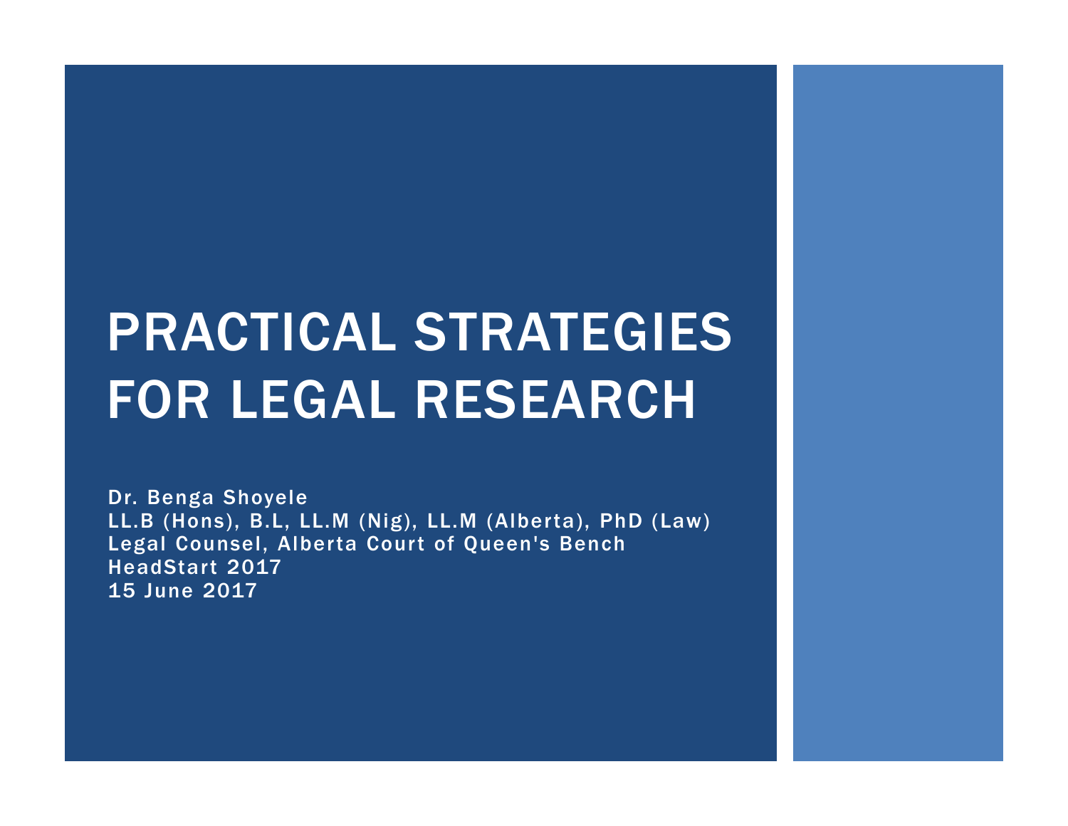# PRACTICAL STRATEGIES FOR LEGAL RESEARCH

Dr. Benga Shoyele
LL.B (Hons), B.L, LL.M (Nig), LL.M (Alberta), PhD (Law)
Legal Counsel, Alberta Court of Queen's Bench
HeadStart 2017
15 June 2017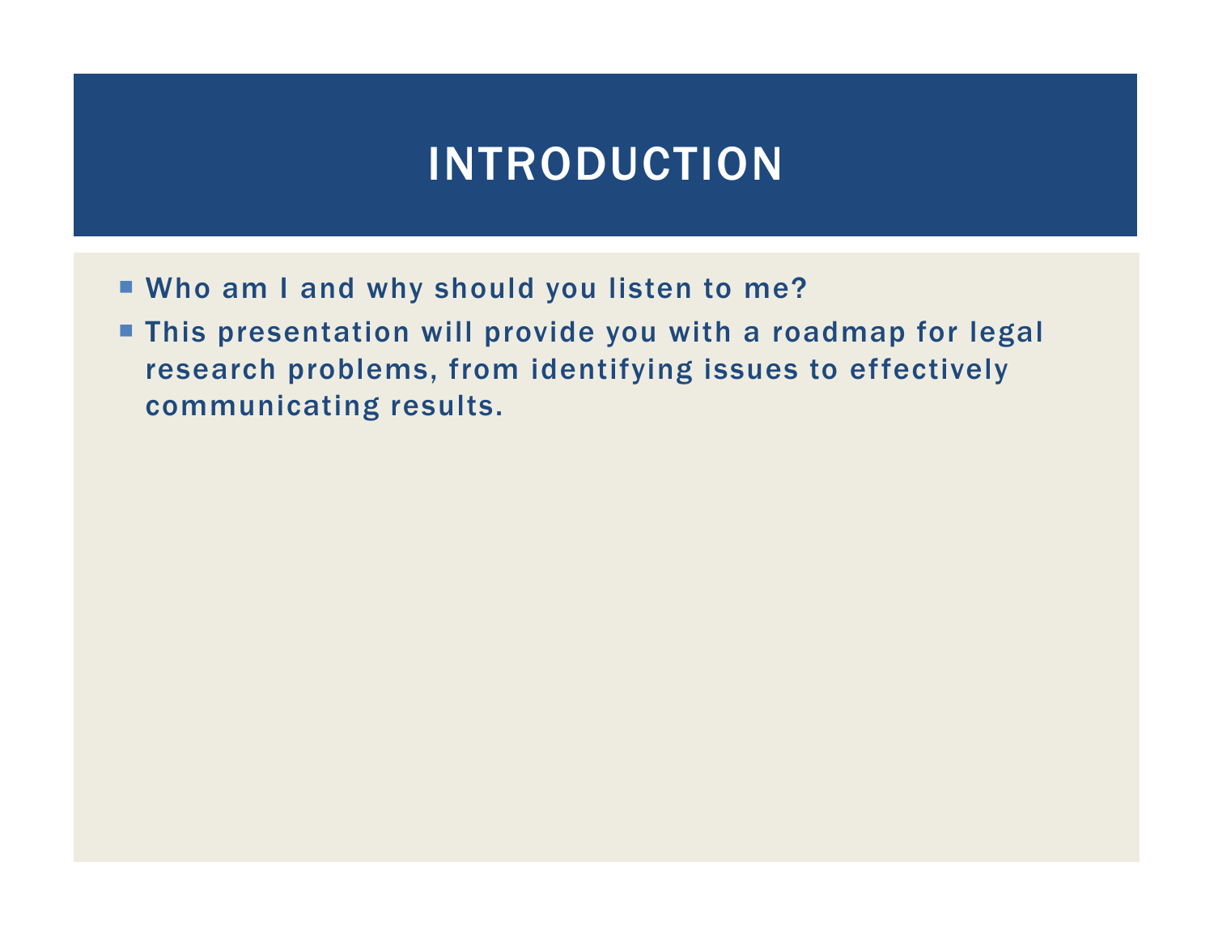# INTRODUCTION

- Who am I and why should you listen to me?
- This presentation will provide you with a roadmap for legal research problems, from identifying issues to effectively communicating results.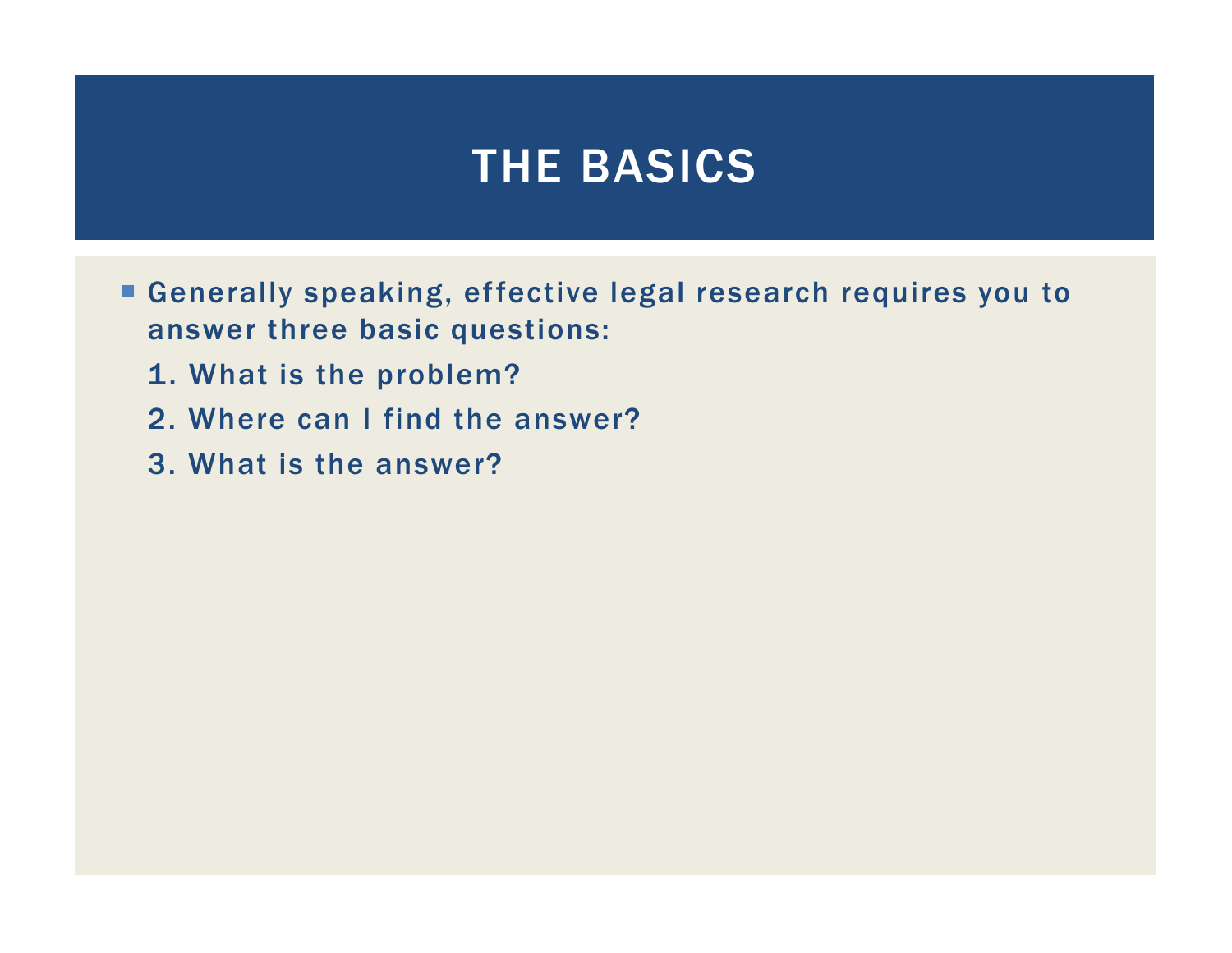# THE BASICS

- Generally speaking, effective legal research requires you to answer three basic questions:
  1. What is the problem?
  2. Where can I find the answer?
  3. What is the answer?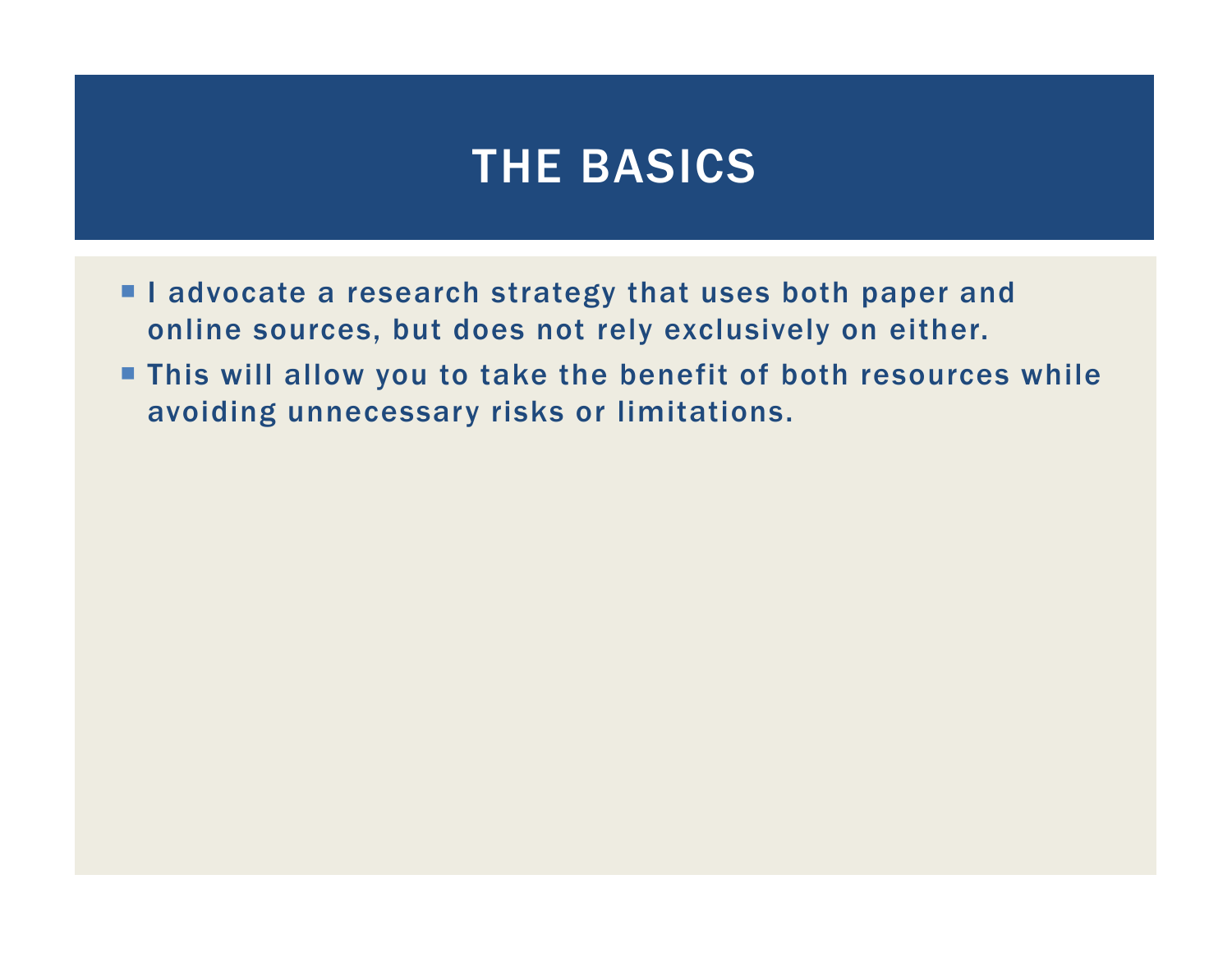# THE BASICS

- I advocate a research strategy that uses both paper and online sources, but does not rely exclusively on either.
- This will allow you to take the benefit of both resources while avoiding unnecessary risks or limitations.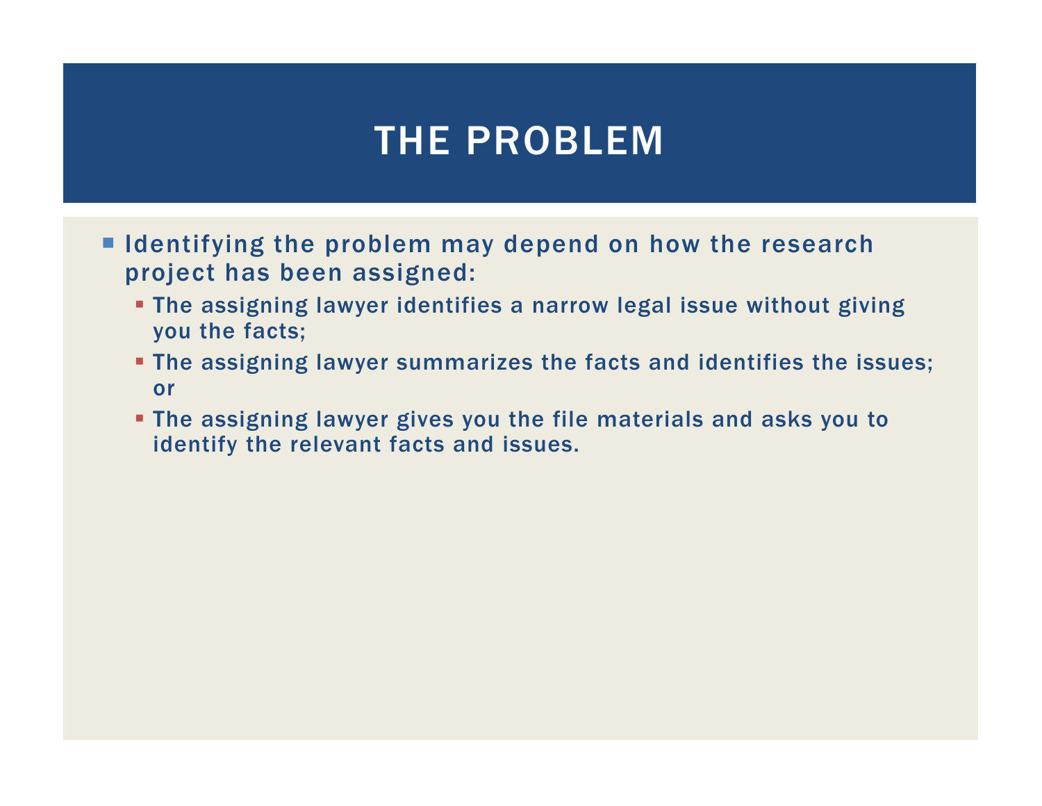# THE PROBLEM

- Identifying the problem may depend on how the research project has been assigned:
  - The assigning lawyer identifies a narrow legal issue without giving you the facts;
  - The assigning lawyer summarizes the facts and identifies the issues; or
  - The assigning lawyer gives you the file materials and asks you to identify the relevant facts and issues.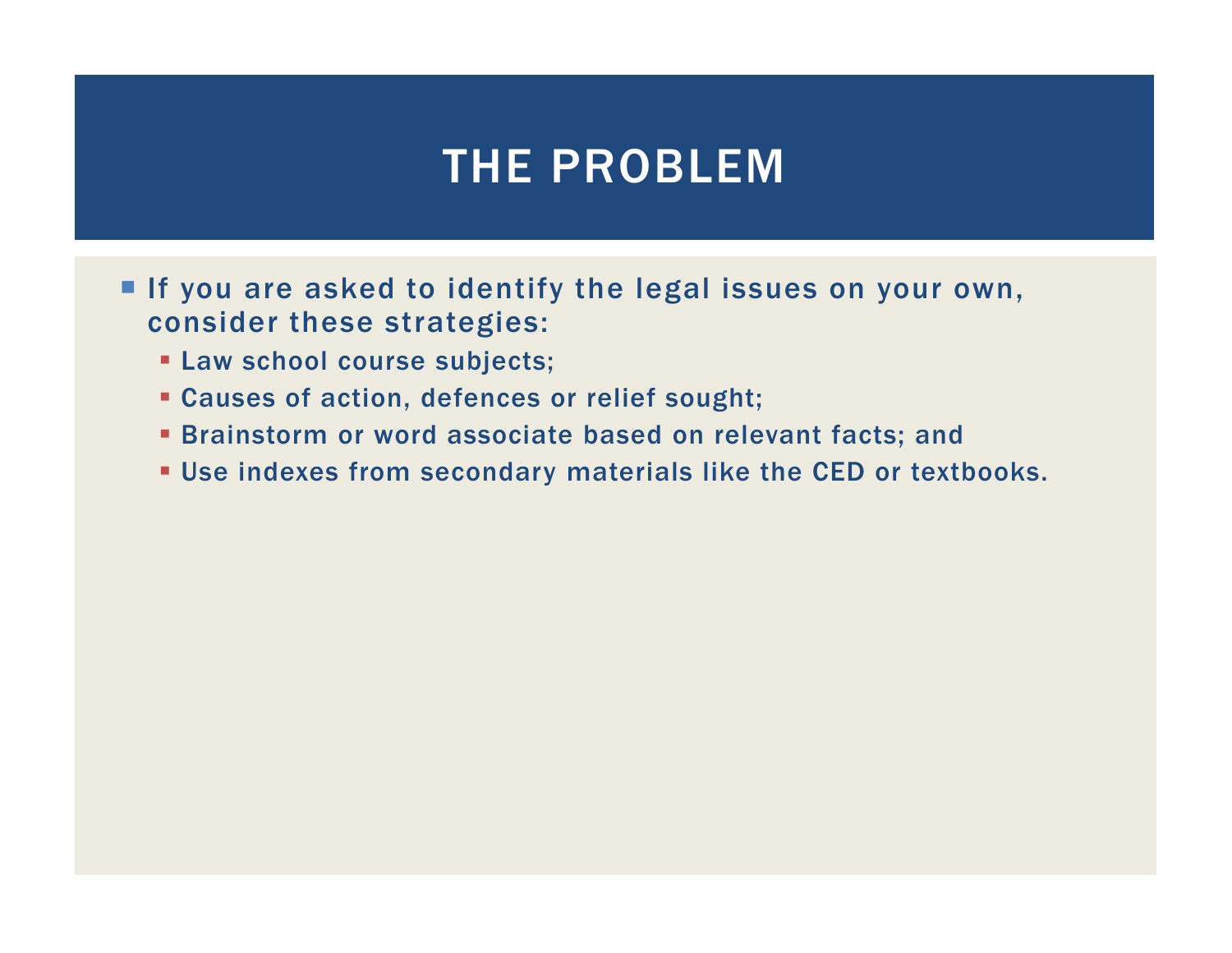# THE PROBLEM

- If you are asked to identify the legal issues on your own, consider these strategies:
  - Law school course subjects;
  - Causes of action, defences or relief sought;
  - Brainstorm or word associate based on relevant facts; and
  - Use indexes from secondary materials like the CED or textbooks.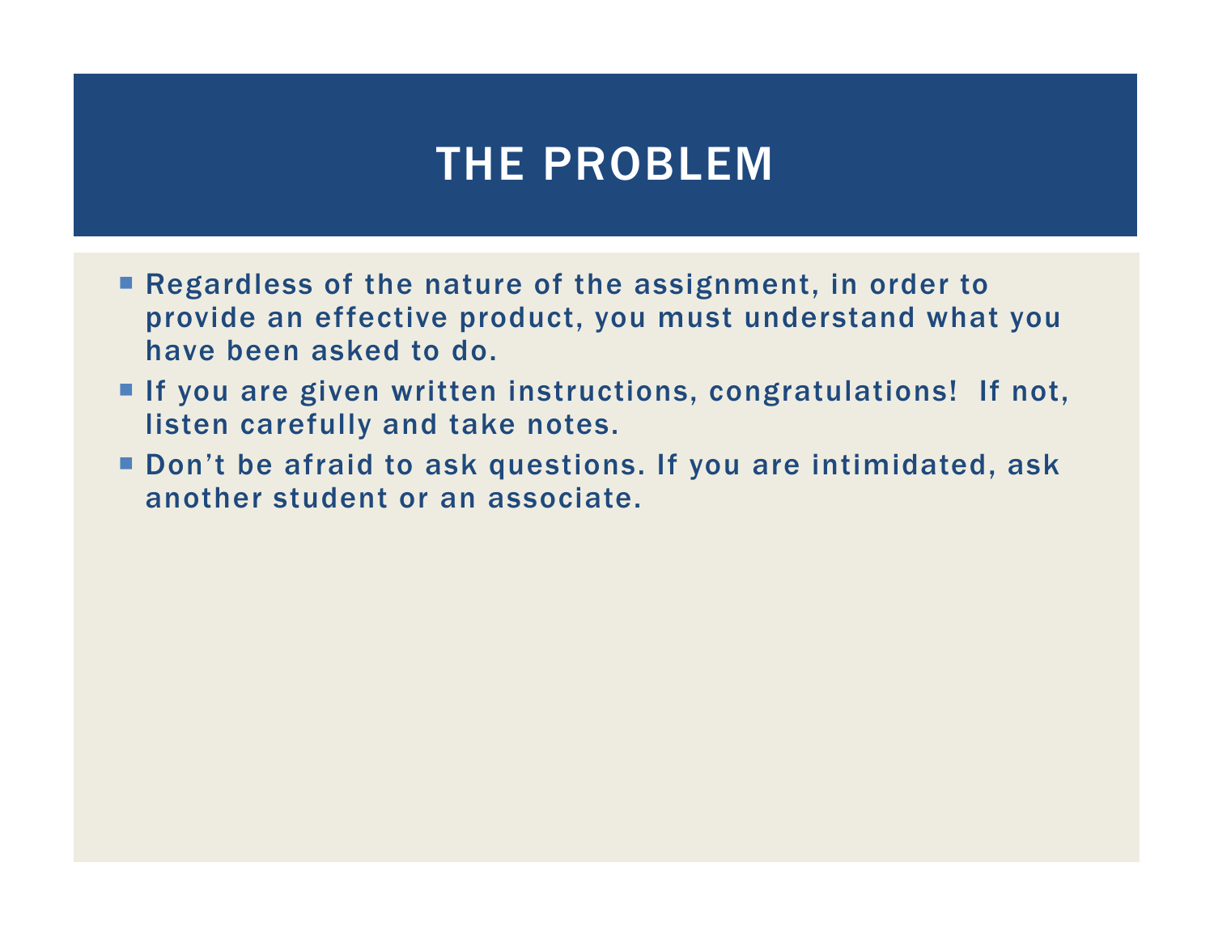# THE PROBLEM

- Regardless of the nature of the assignment, in order to provide an effective product, you must understand what you have been asked to do.
- If you are given written instructions, congratulations!  If not, listen carefully and take notes.
- Don’t be afraid to ask questions. If you are intimidated, ask another student or an associate.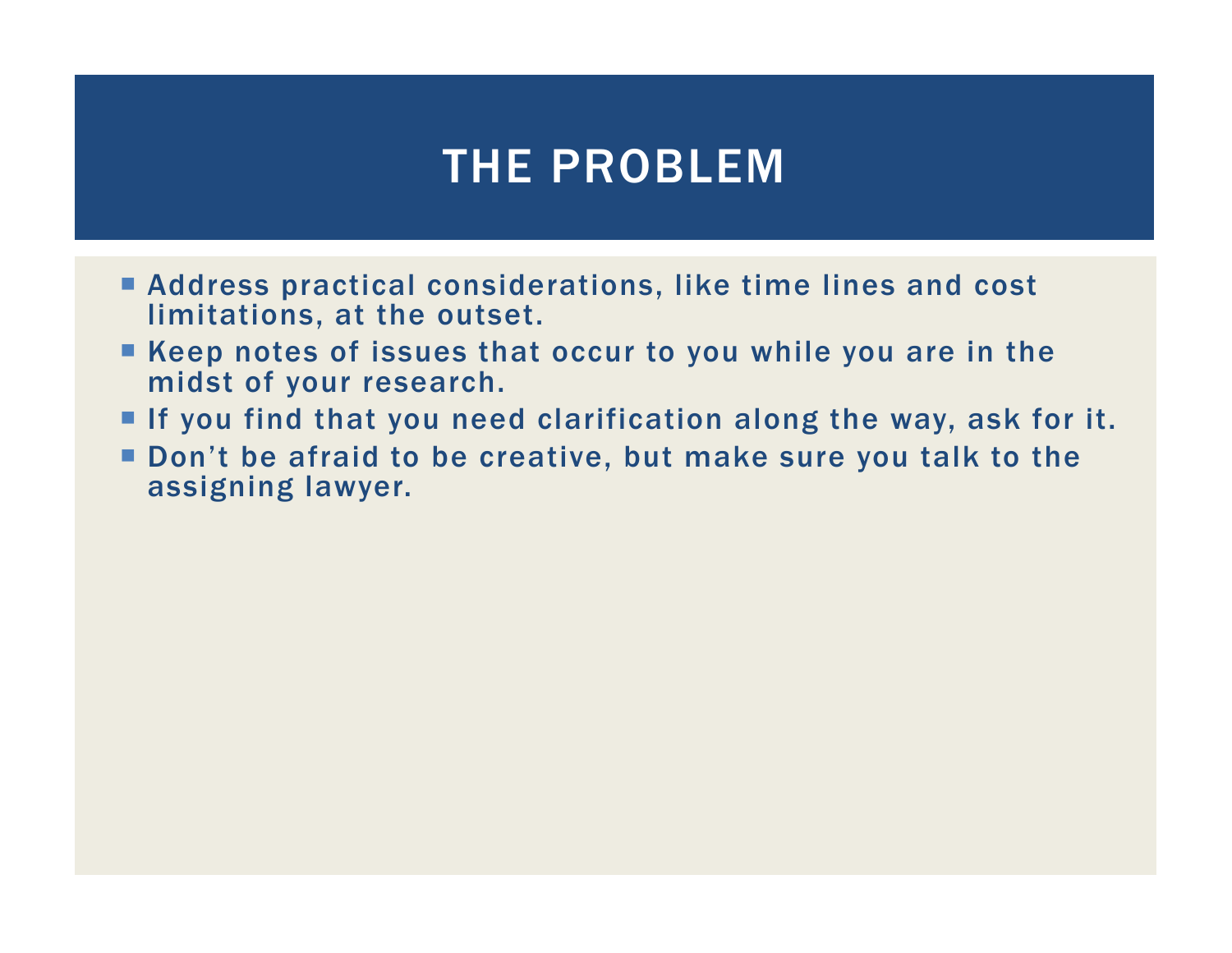# THE PROBLEM

- Address practical considerations, like time lines and cost limitations, at the outset.
- Keep notes of issues that occur to you while you are in the midst of your research.
- If you find that you need clarification along the way, ask for it.
- Don't be afraid to be creative, but make sure you talk to the assigning lawyer.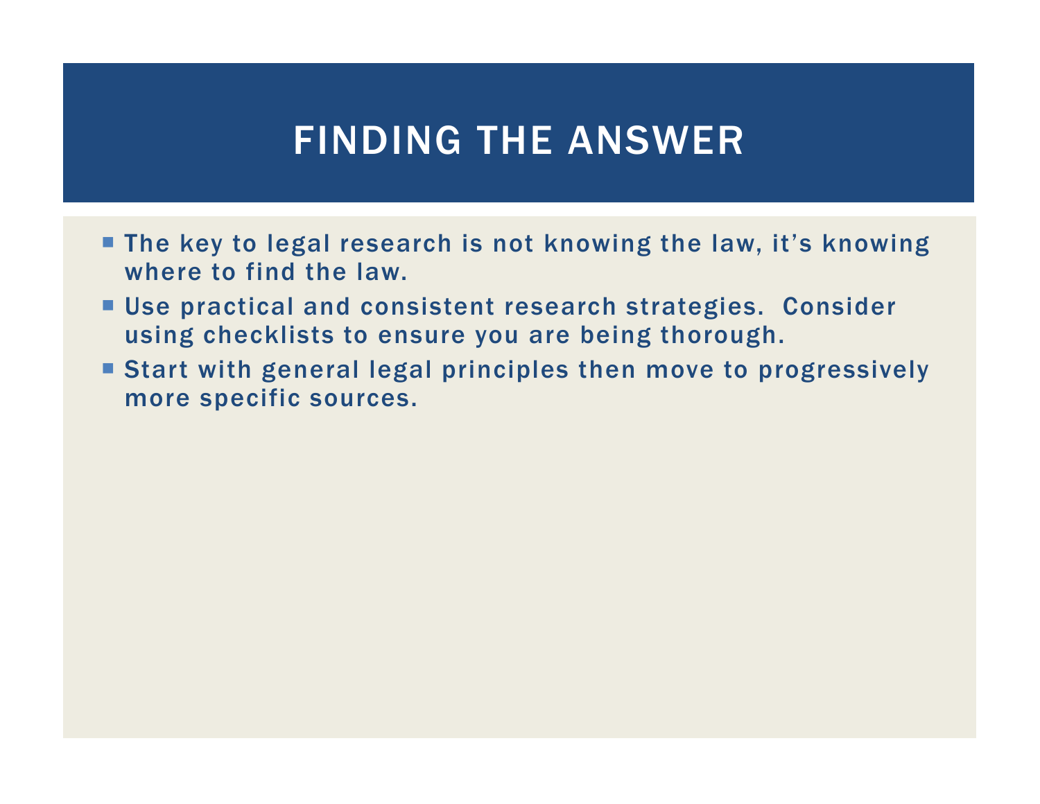# FINDING THE ANSWER

- The key to legal research is not knowing the law, it’s knowing where to find the law.
- Use practical and consistent research strategies.  Consider using checklists to ensure you are being thorough.
- Start with general legal principles then move to progressively more specific sources.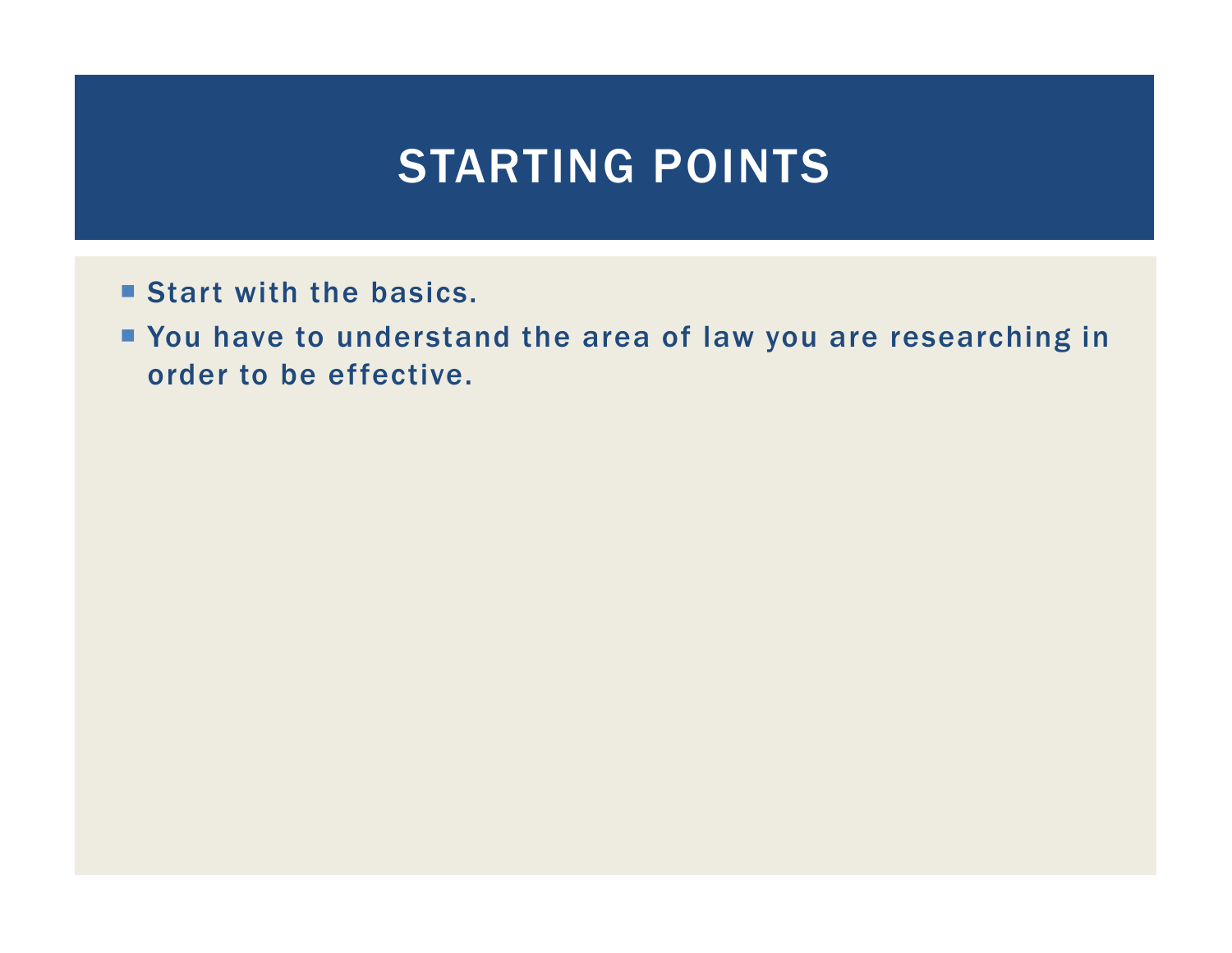# STARTING POINTS

- Start with the basics.
- You have to understand the area of law you are researching in order to be effective.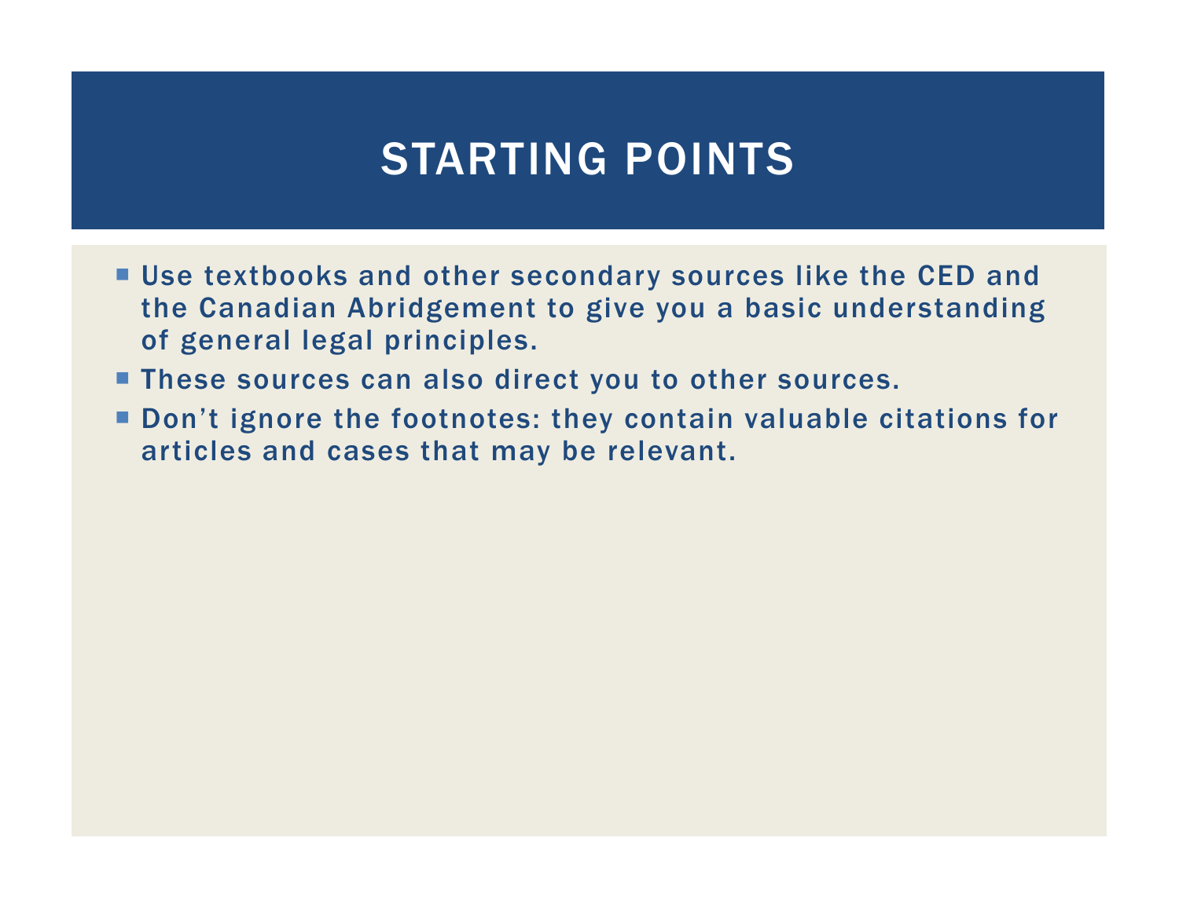# STARTING POINTS

- Use textbooks and other secondary sources like the CED and the Canadian Abridgement to give you a basic understanding of general legal principles.
- These sources can also direct you to other sources.
- Don't ignore the footnotes: they contain valuable citations for articles and cases that may be relevant.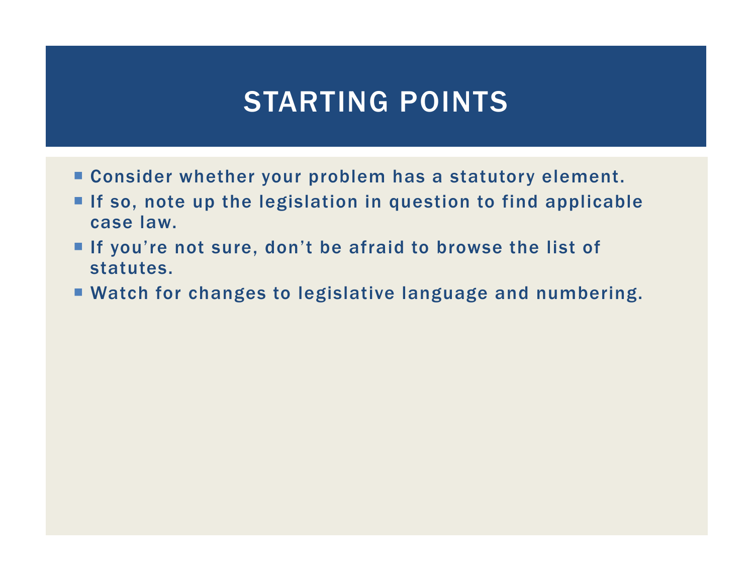# STARTING POINTS

- Consider whether your problem has a statutory element.
- If so, note up the legislation in question to find applicable case law.
- If you're not sure, don't be afraid to browse the list of statutes.
- Watch for changes to legislative language and numbering.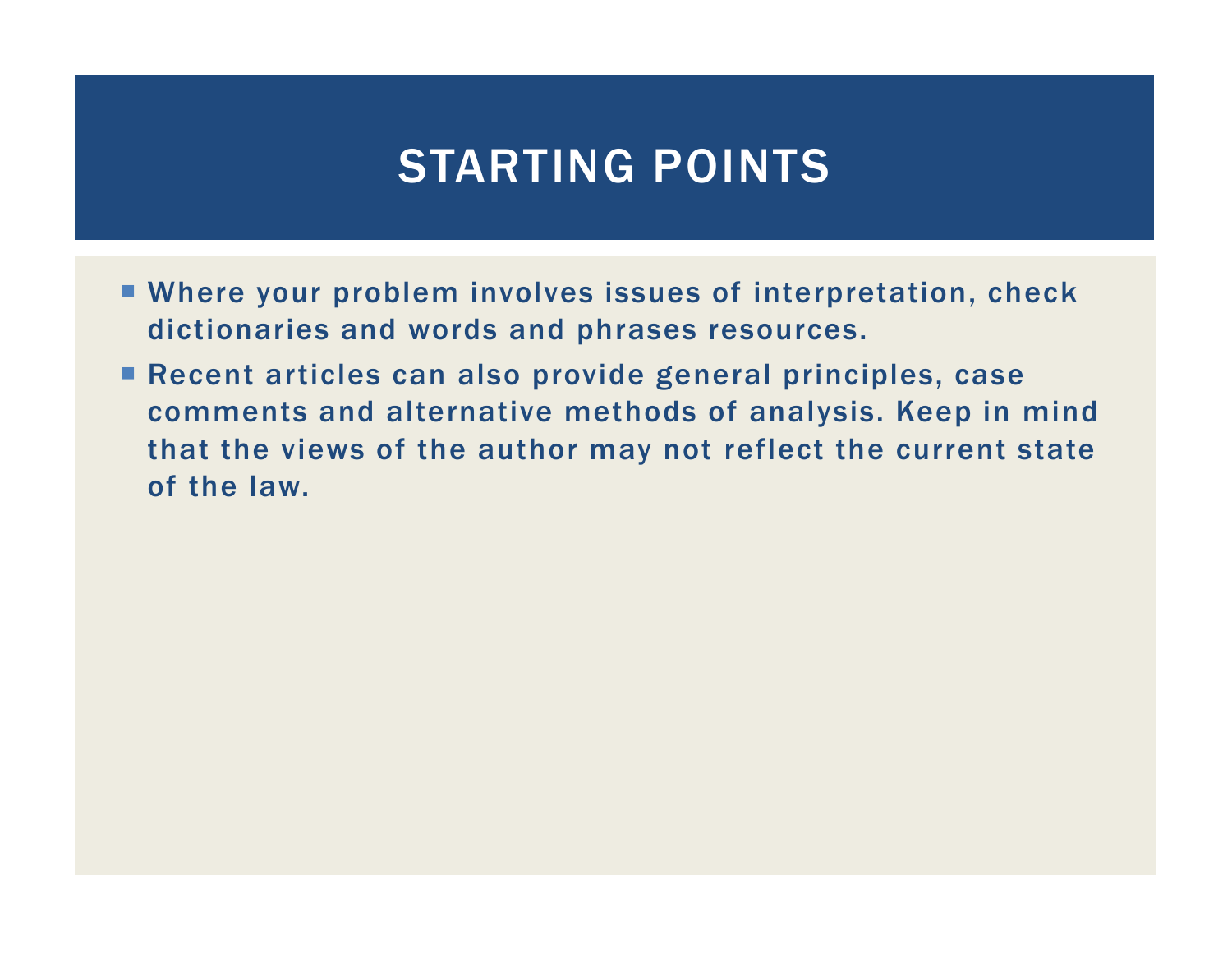# STARTING POINTS

- Where your problem involves issues of interpretation, check dictionaries and words and phrases resources.
- Recent articles can also provide general principles, case comments and alternative methods of analysis. Keep in mind that the views of the author may not reflect the current state of the law.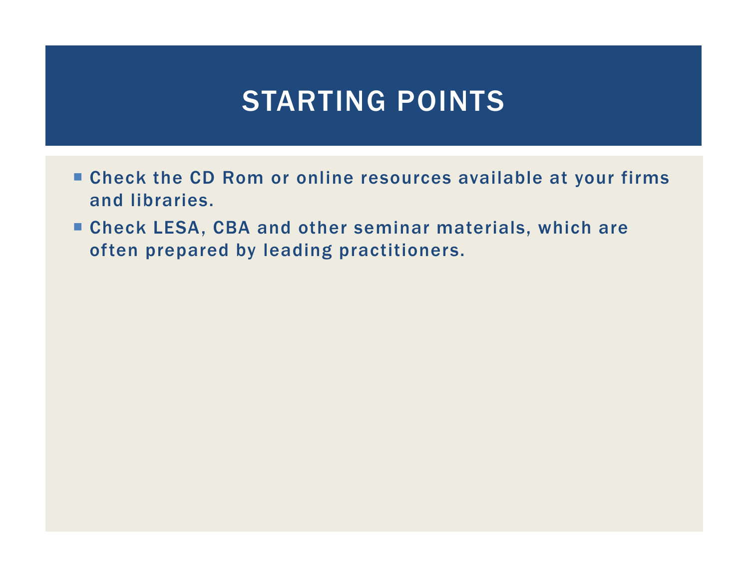# STARTING POINTS

- Check the CD Rom or online resources available at your firms and libraries.
- Check LESA, CBA and other seminar materials, which are often prepared by leading practitioners.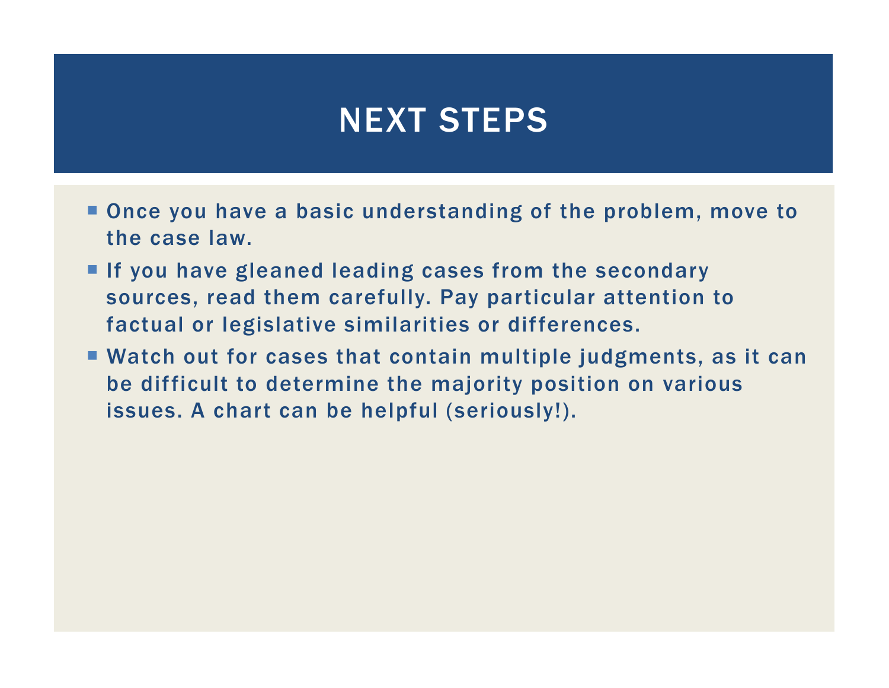# NEXT STEPS

- Once you have a basic understanding of the problem, move to the case law.
- If you have gleaned leading cases from the secondary sources, read them carefully. Pay particular attention to factual or legislative similarities or differences.
- Watch out for cases that contain multiple judgments, as it can be difficult to determine the majority position on various issues. A chart can be helpful (seriously!).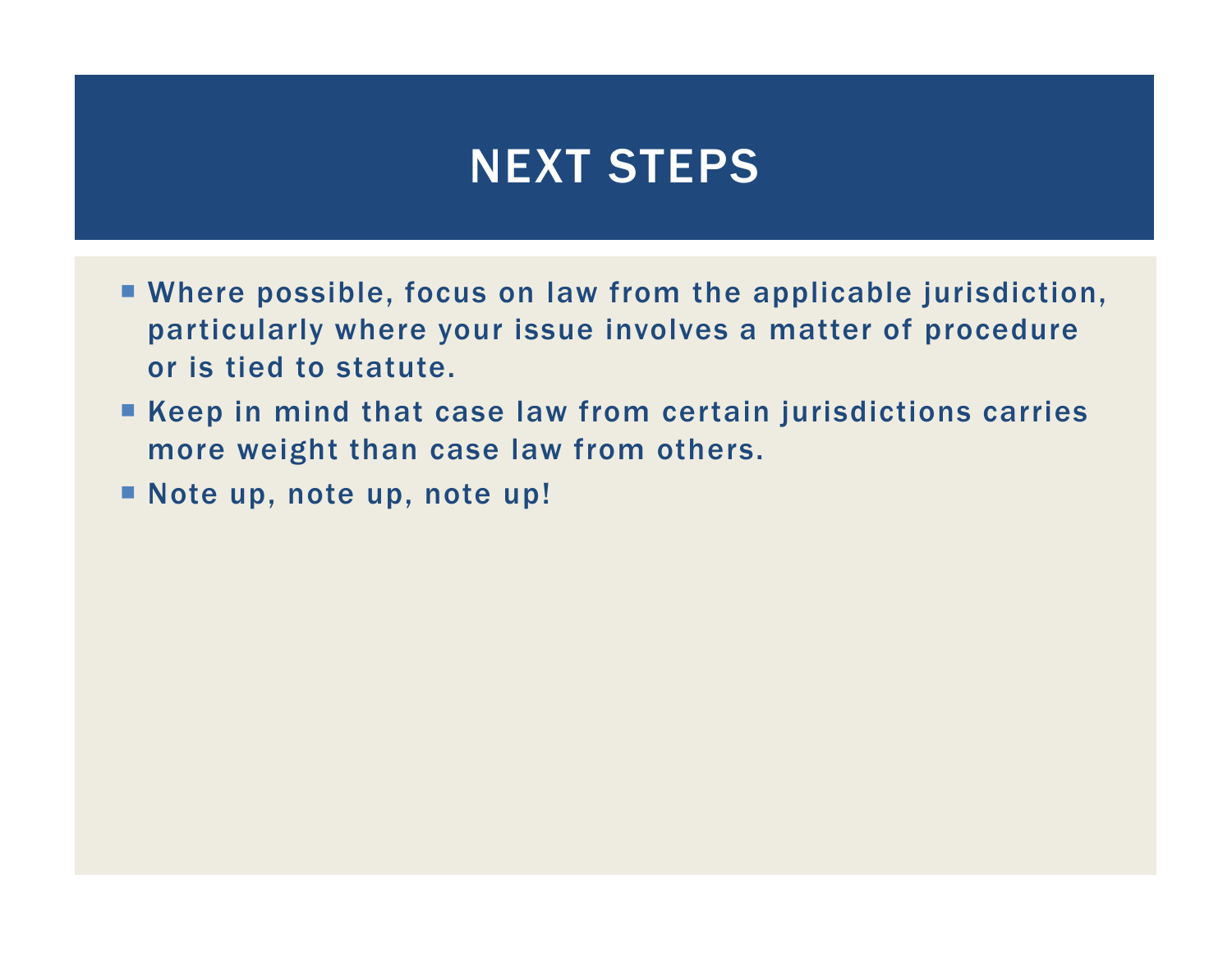# NEXT STEPS

- Where possible, focus on law from the applicable jurisdiction, particularly where your issue involves a matter of procedure or is tied to statute.
- Keep in mind that case law from certain jurisdictions carries more weight than case law from others.
- Note up, note up, note up!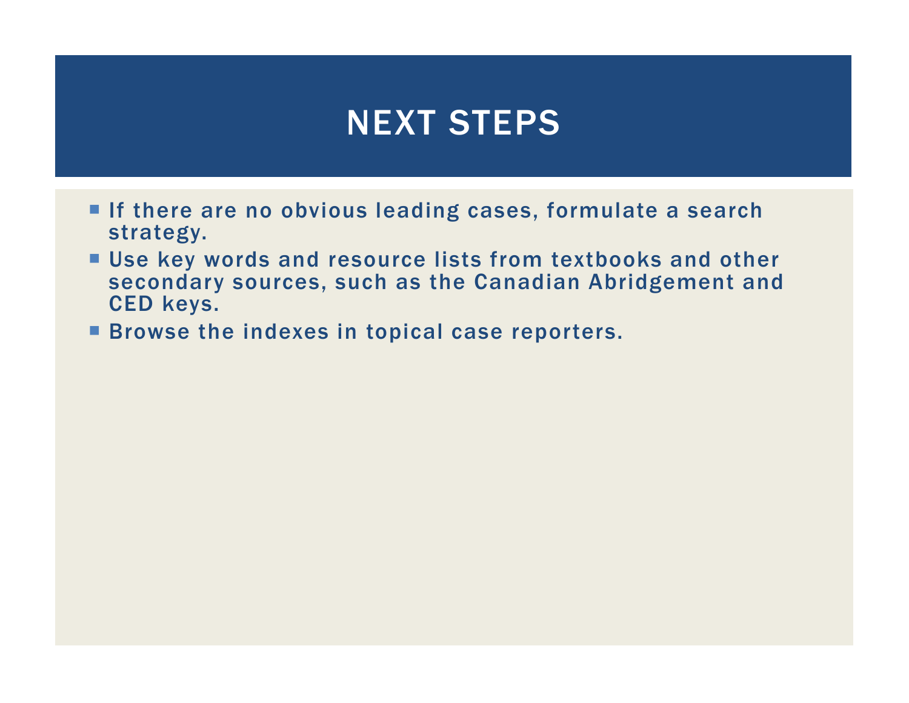# NEXT STEPS

- If there are no obvious leading cases, formulate a search strategy.
- Use key words and resource lists from textbooks and other secondary sources, such as the Canadian Abridgement and CED keys.
- Browse the indexes in topical case reporters.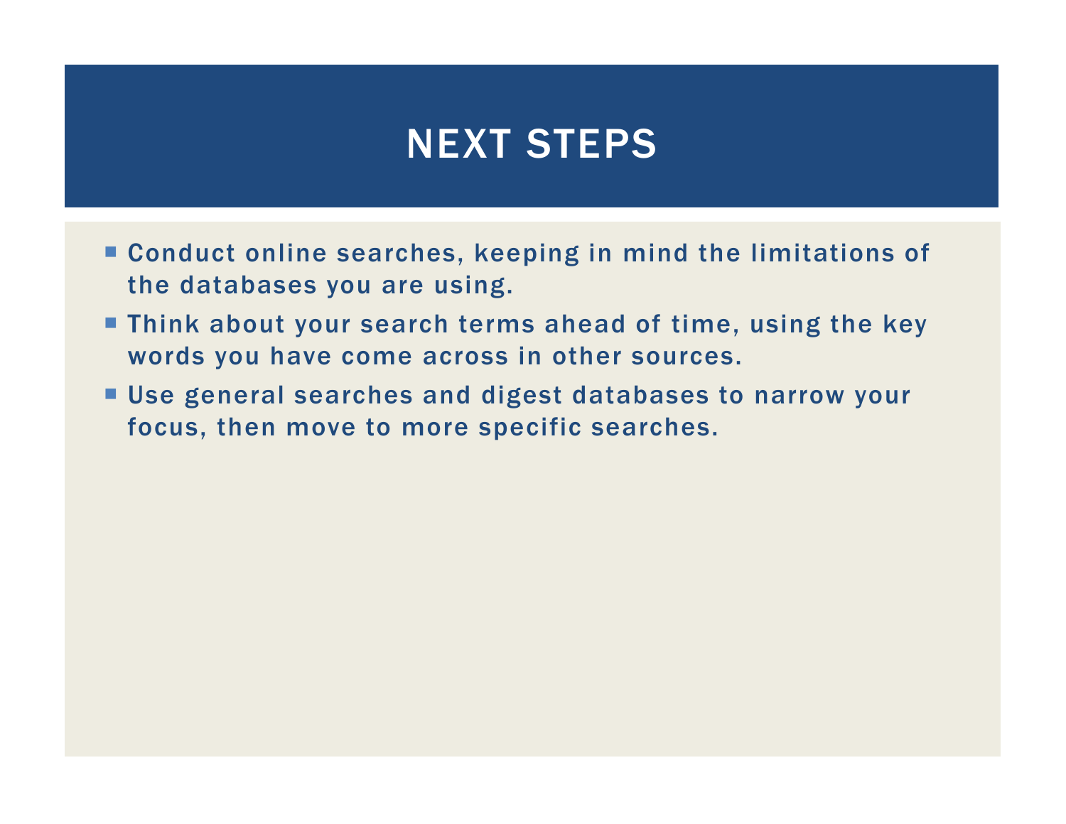# NEXT STEPS

- Conduct online searches, keeping in mind the limitations of the databases you are using.
- Think about your search terms ahead of time, using the key words you have come across in other sources.
- Use general searches and digest databases to narrow your focus, then move to more specific searches.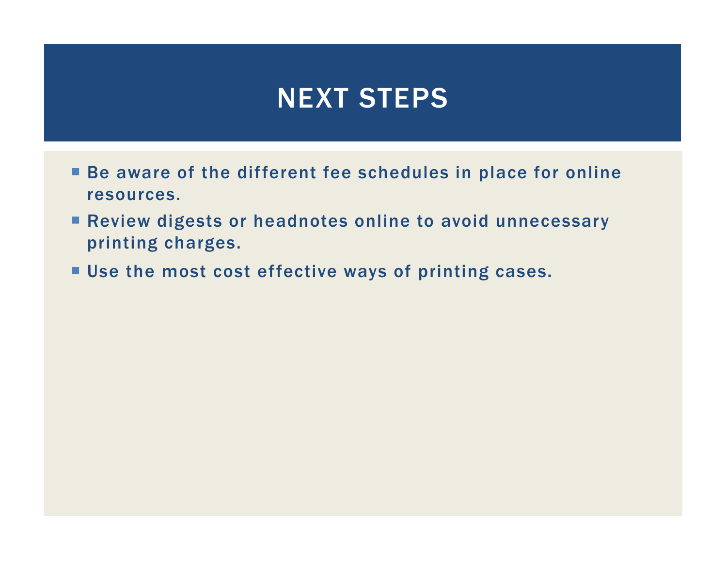# NEXT STEPS

- Be aware of the different fee schedules in place for online resources.
- Review digests or headnotes online to avoid unnecessary printing charges.
- Use the most cost effective ways of printing cases.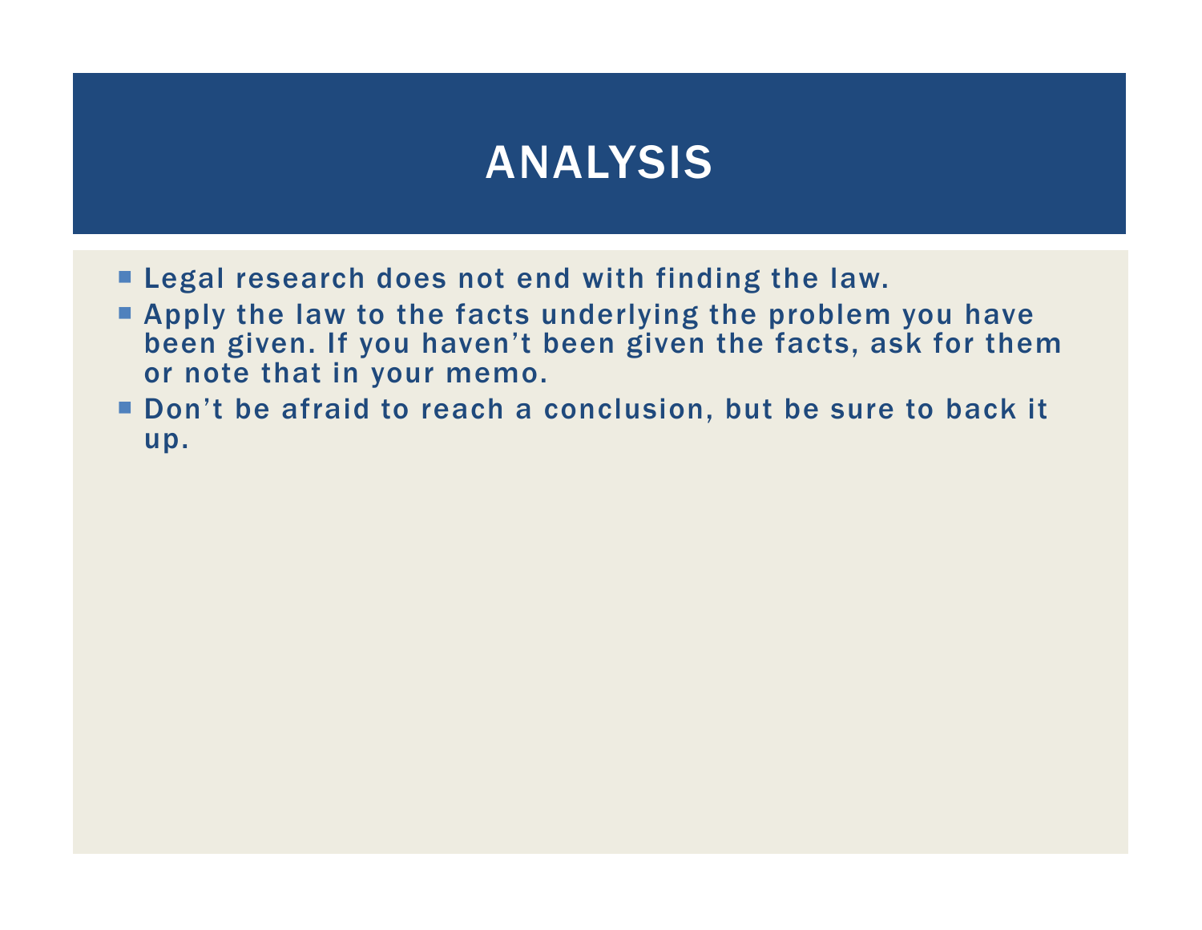# ANALYSIS

- Legal research does not end with finding the law.
- Apply the law to the facts underlying the problem you have been given. If you haven't been given the facts, ask for them or note that in your memo.
- Don't be afraid to reach a conclusion, but be sure to back it up.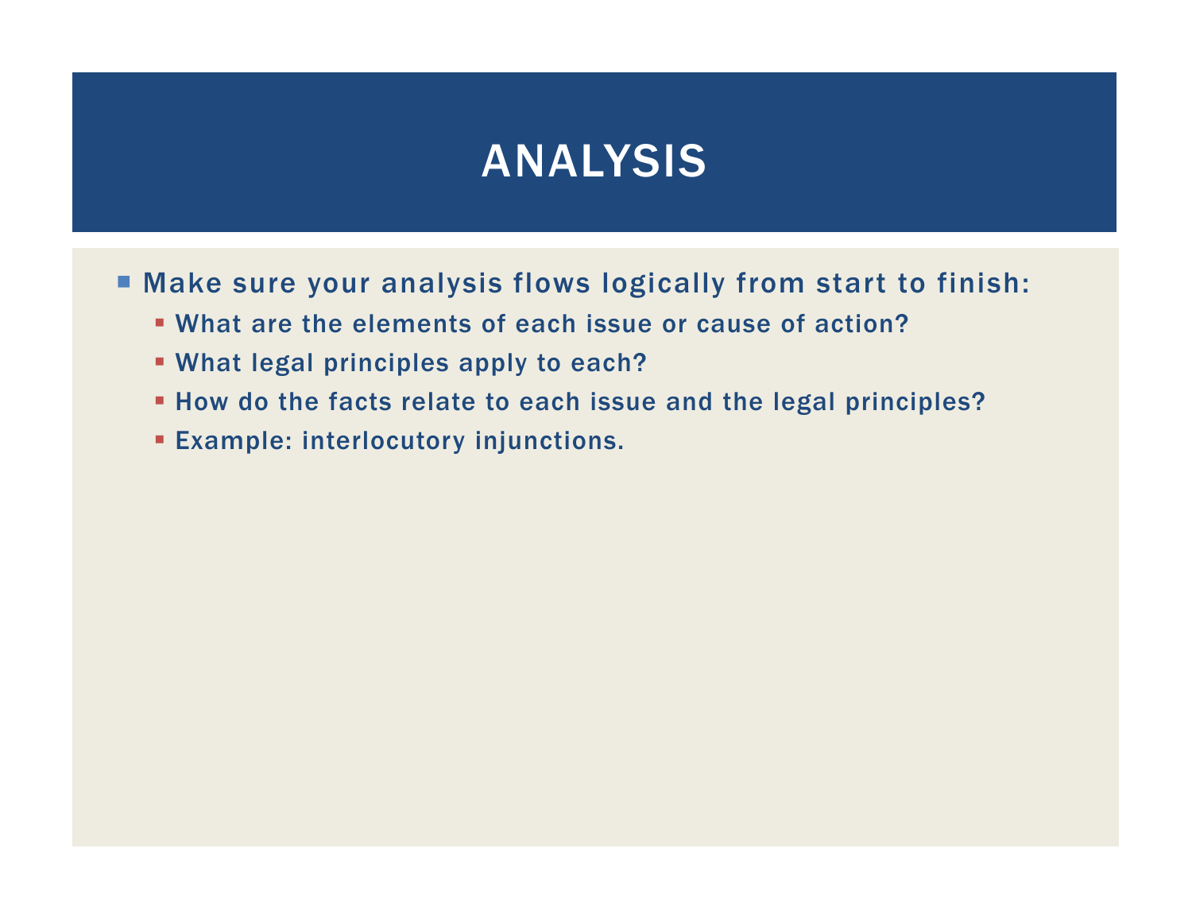# ANALYSIS

- Make sure your analysis flows logically from start to finish:
  - What are the elements of each issue or cause of action?
  - What legal principles apply to each?
  - How do the facts relate to each issue and the legal principles?
  - Example: interlocutory injunctions.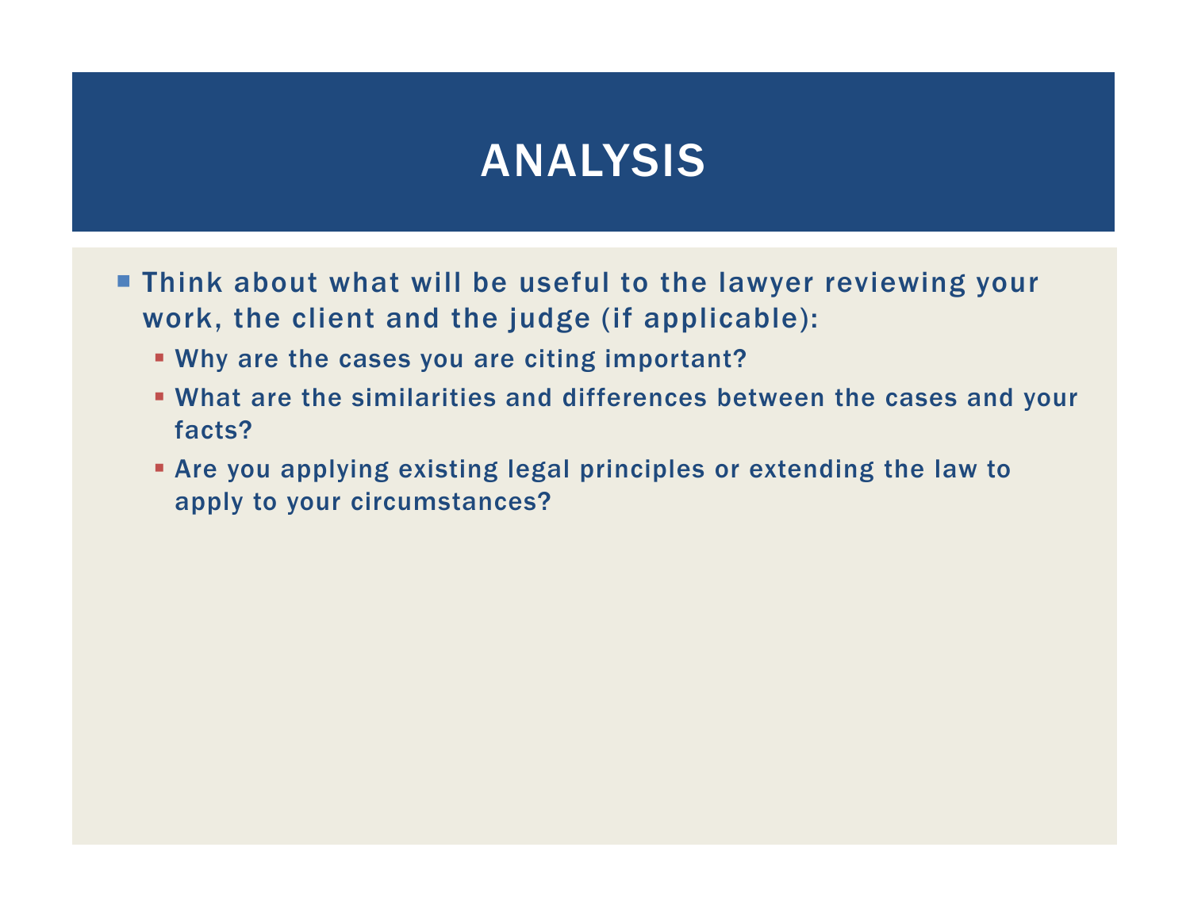# ANALYSIS

- Think about what will be useful to the lawyer reviewing your work, the client and the judge (if applicable):
  - Why are the cases you are citing important?
  - What are the similarities and differences between the cases and your facts?
  - Are you applying existing legal principles or extending the law to apply to your circumstances?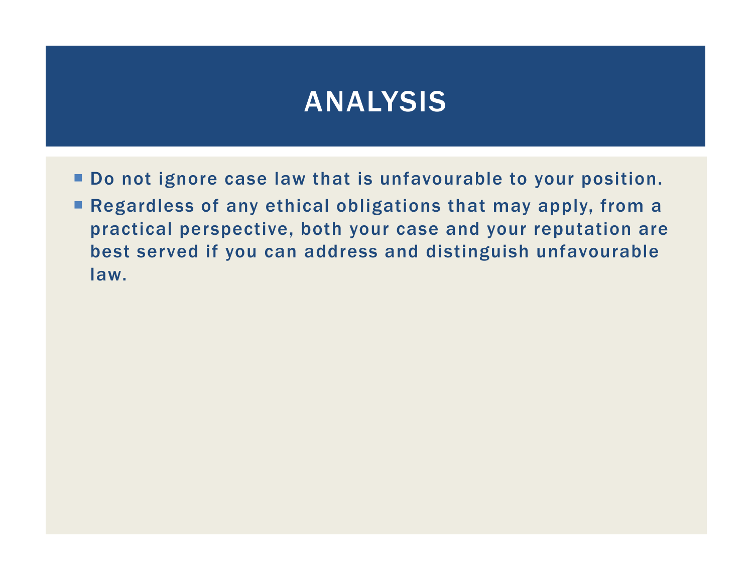# ANALYSIS

- Do not ignore case law that is unfavourable to your position.
- Regardless of any ethical obligations that may apply, from a practical perspective, both your case and your reputation are best served if you can address and distinguish unfavourable law.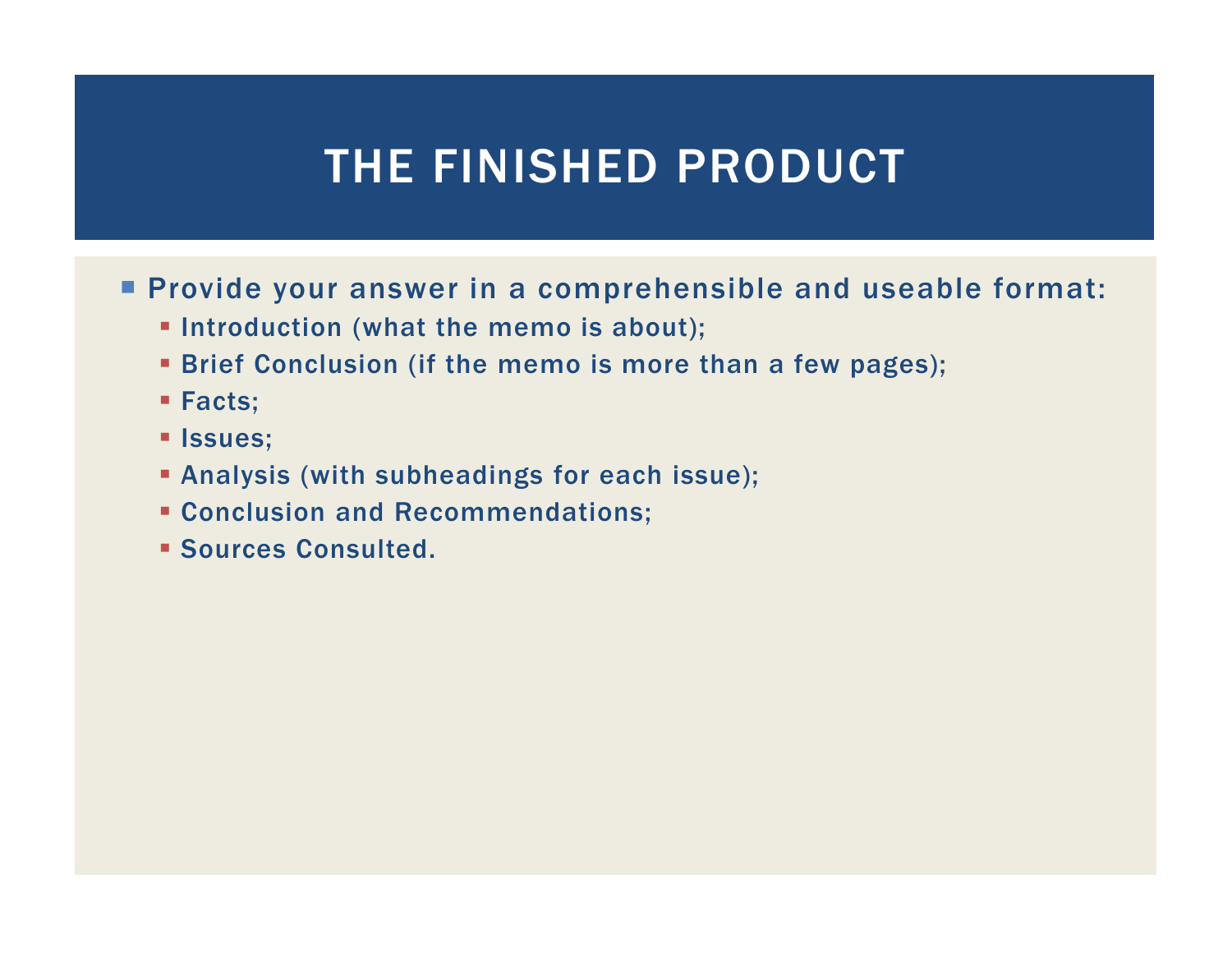# THE FINISHED PRODUCT

- Provide your answer in a comprehensible and useable format:
  - Introduction (what the memo is about);
  - Brief Conclusion (if the memo is more than a few pages);
  - Facts;
  - Issues;
  - Analysis (with subheadings for each issue);
  - Conclusion and Recommendations;
  - Sources Consulted.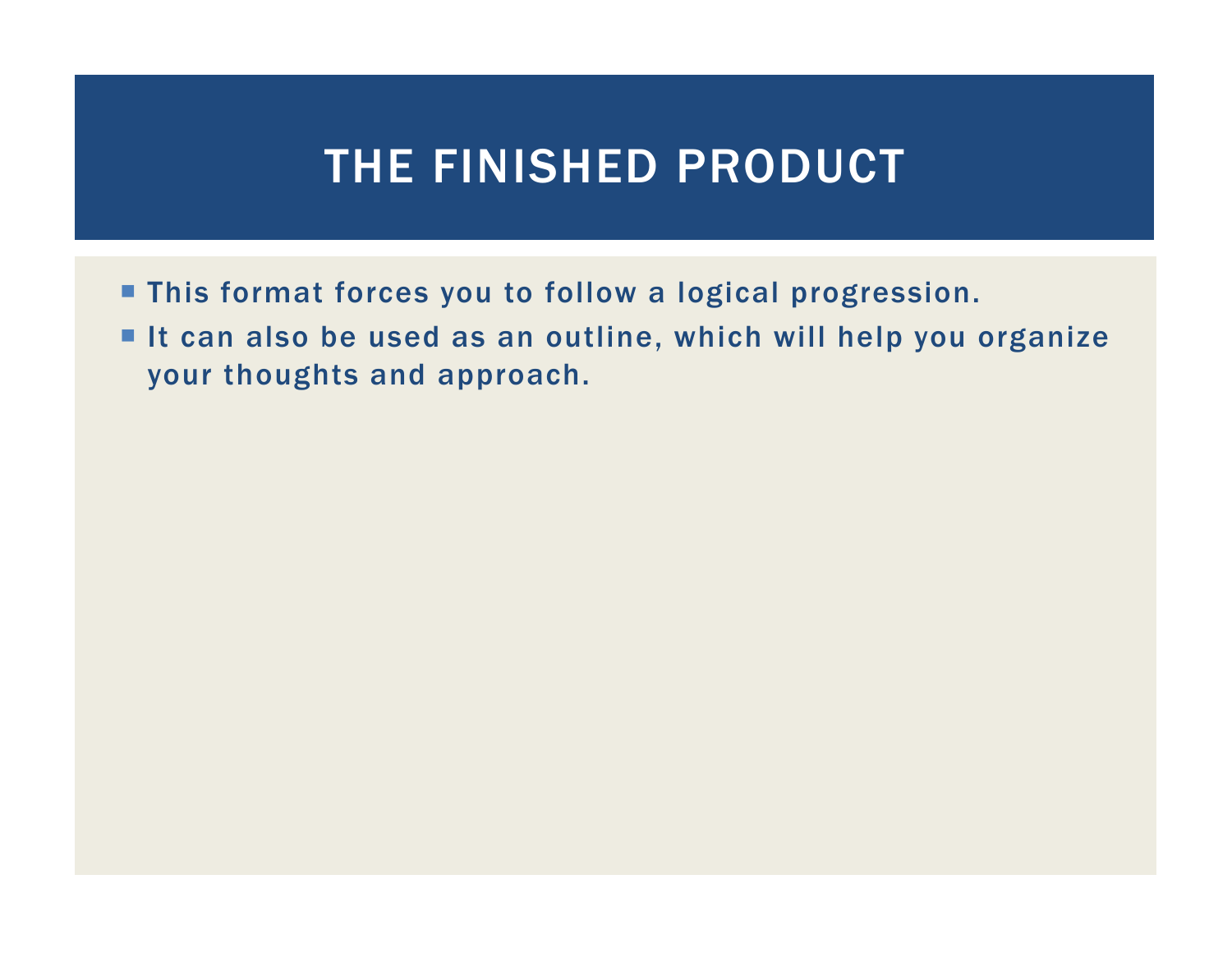# THE FINISHED PRODUCT

- This format forces you to follow a logical progression.
- It can also be used as an outline, which will help you organize your thoughts and approach.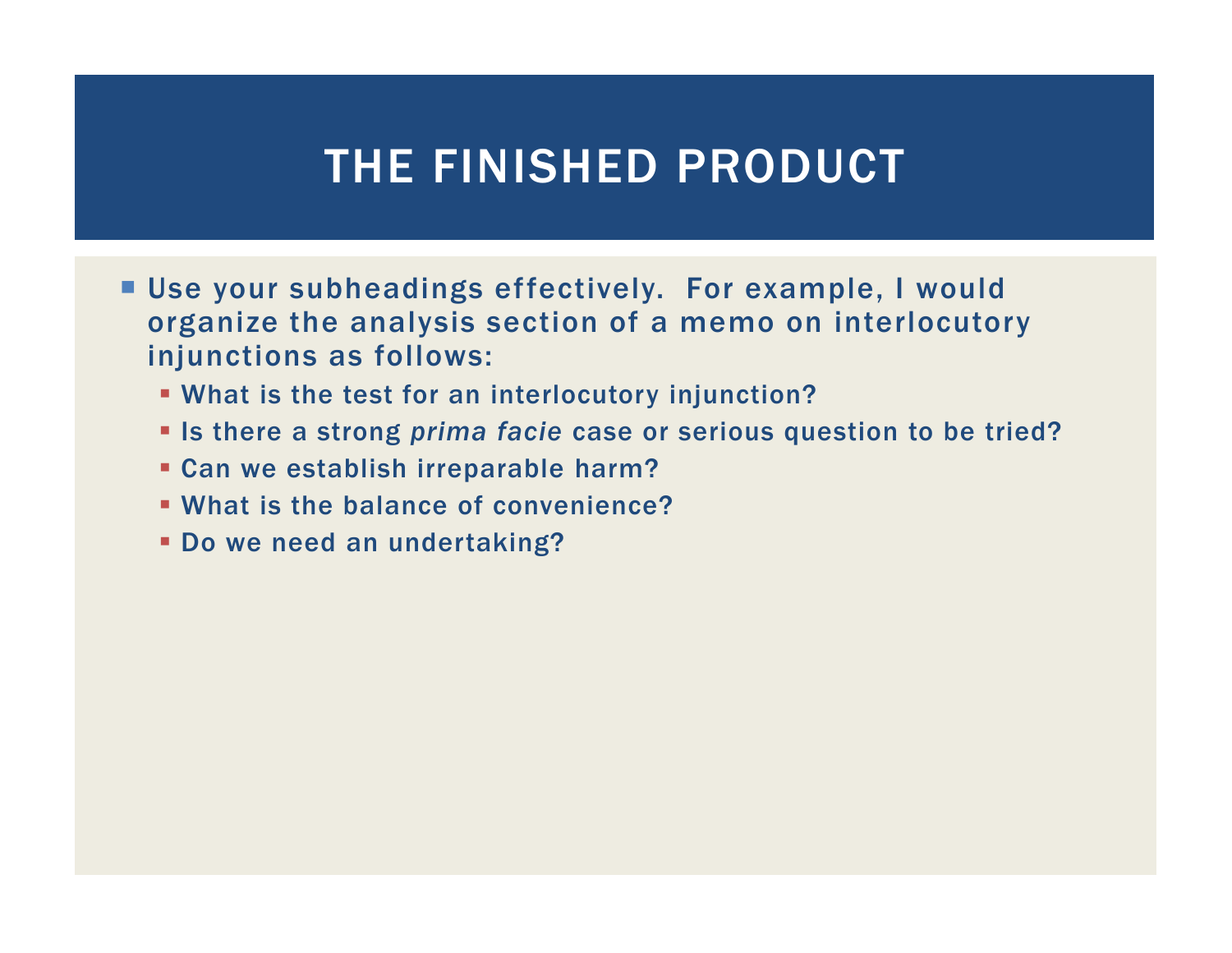# THE FINISHED PRODUCT

- Use your subheadings effectively. For example, I would organize the analysis section of a memo on interlocutory injunctions as follows:
  - What is the test for an interlocutory injunction?
  - Is there a strong *prima facie* case or serious question to be tried?
  - Can we establish irreparable harm?
  - What is the balance of convenience?
  - Do we need an undertaking?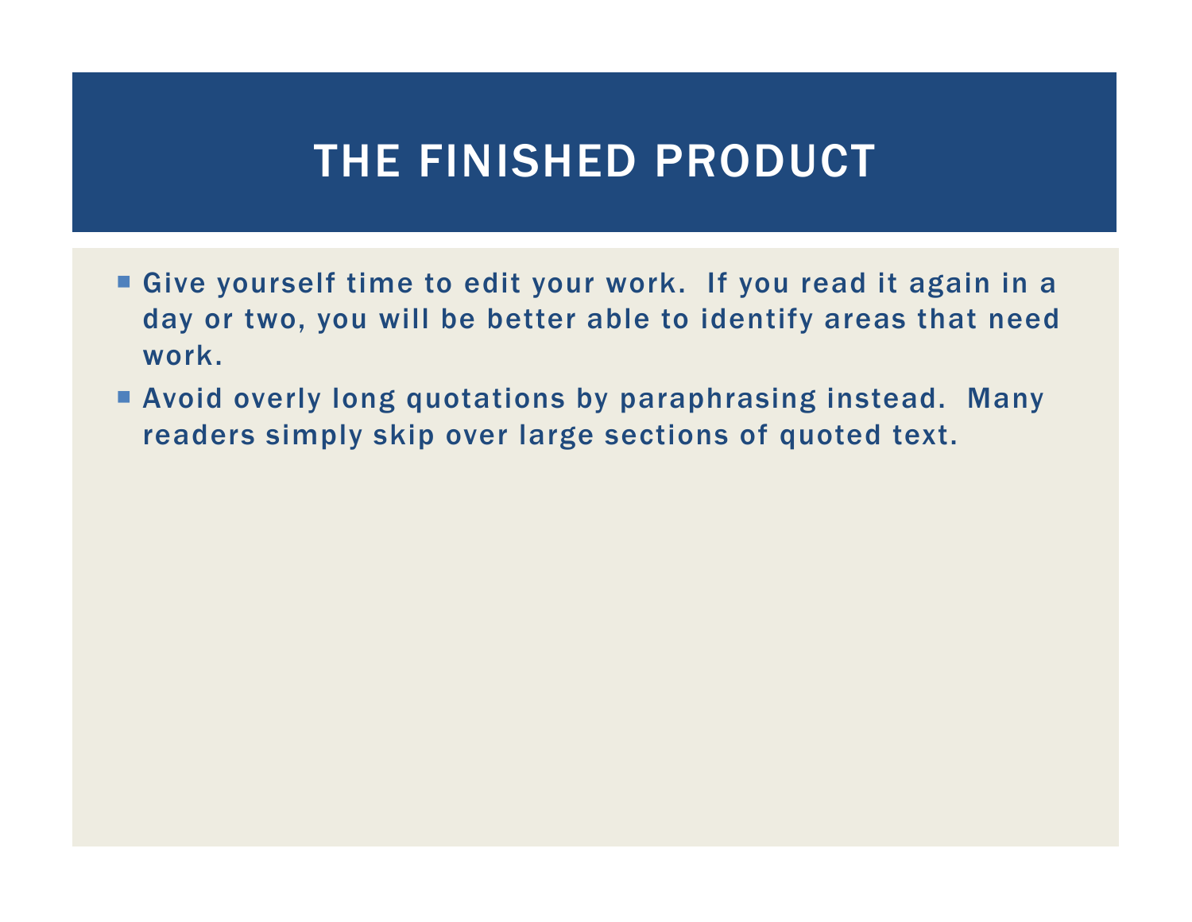# THE FINISHED PRODUCT

- Give yourself time to edit your work.  If you read it again in a day or two, you will be better able to identify areas that need work.
- Avoid overly long quotations by paraphrasing instead.  Many readers simply skip over large sections of quoted text.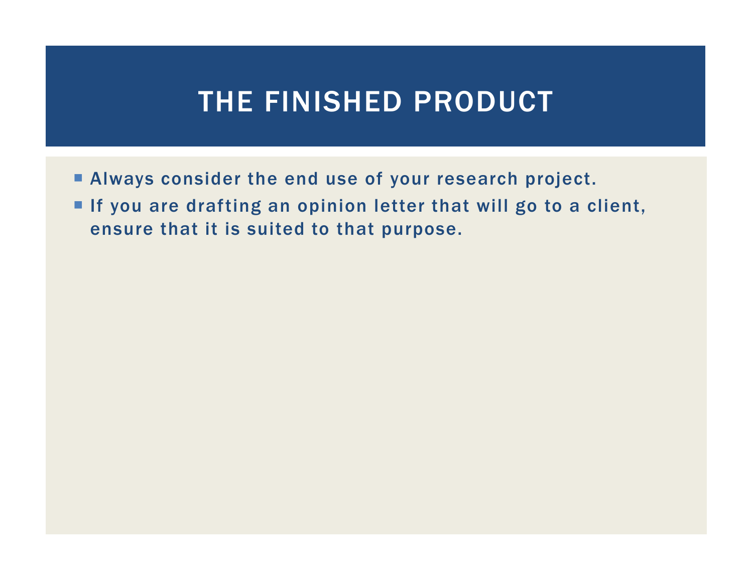# THE FINISHED PRODUCT

- Always consider the end use of your research project.
- If you are drafting an opinion letter that will go to a client, ensure that it is suited to that purpose.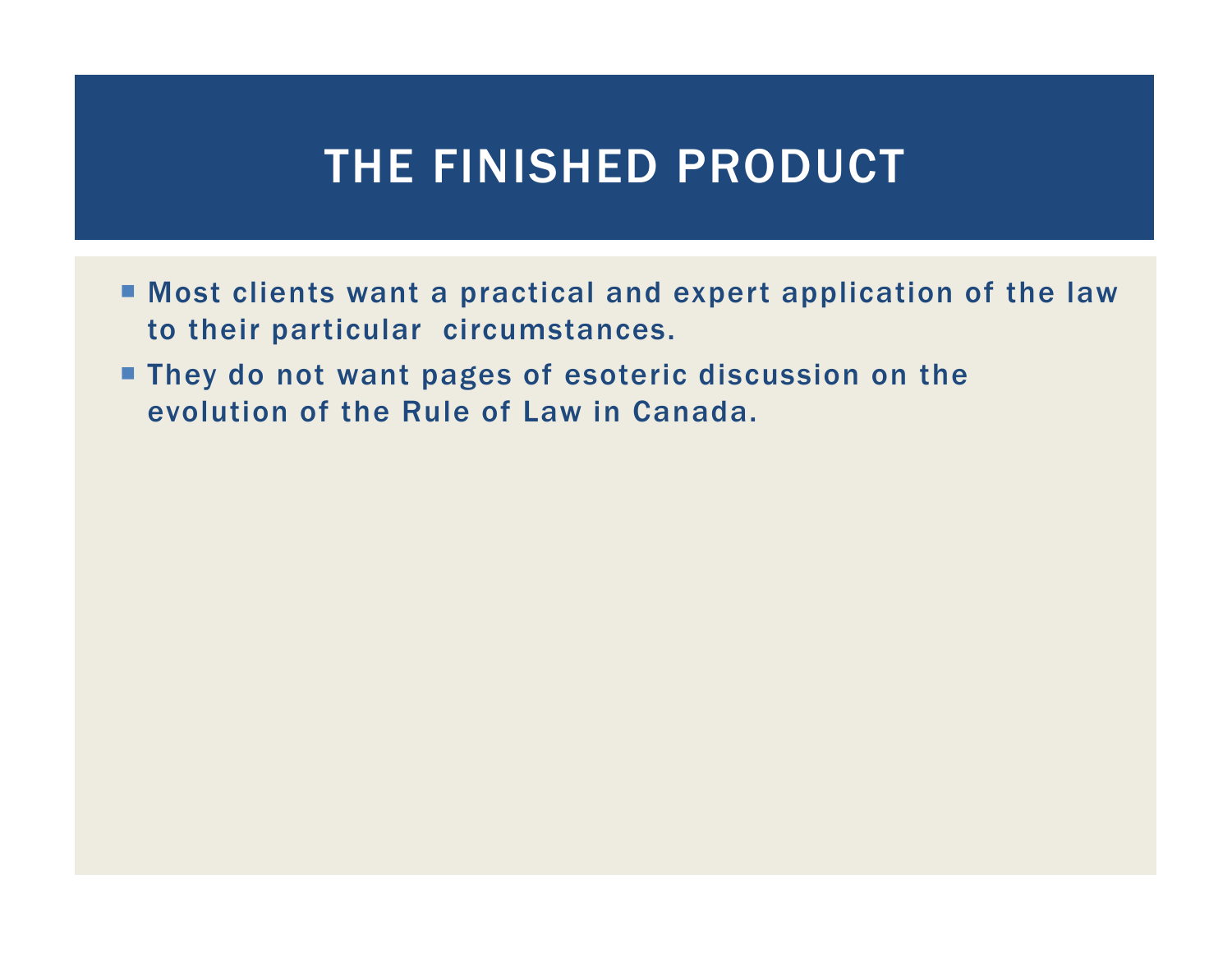# THE FINISHED PRODUCT

- Most clients want a practical and expert application of the law to their particular circumstances.
- They do not want pages of esoteric discussion on the evolution of the Rule of Law in Canada.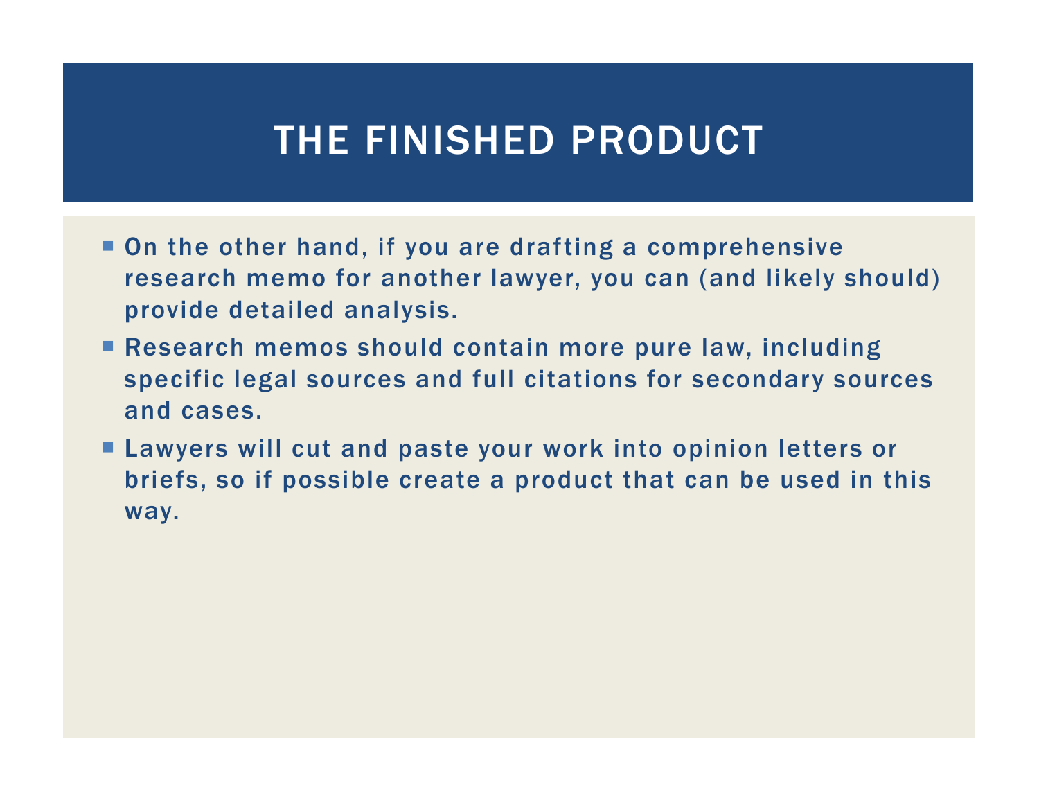# THE FINISHED PRODUCT

- On the other hand, if you are drafting a comprehensive research memo for another lawyer, you can (and likely should) provide detailed analysis.
- Research memos should contain more pure law, including specific legal sources and full citations for secondary sources and cases.
- Lawyers will cut and paste your work into opinion letters or briefs, so if possible create a product that can be used in this way.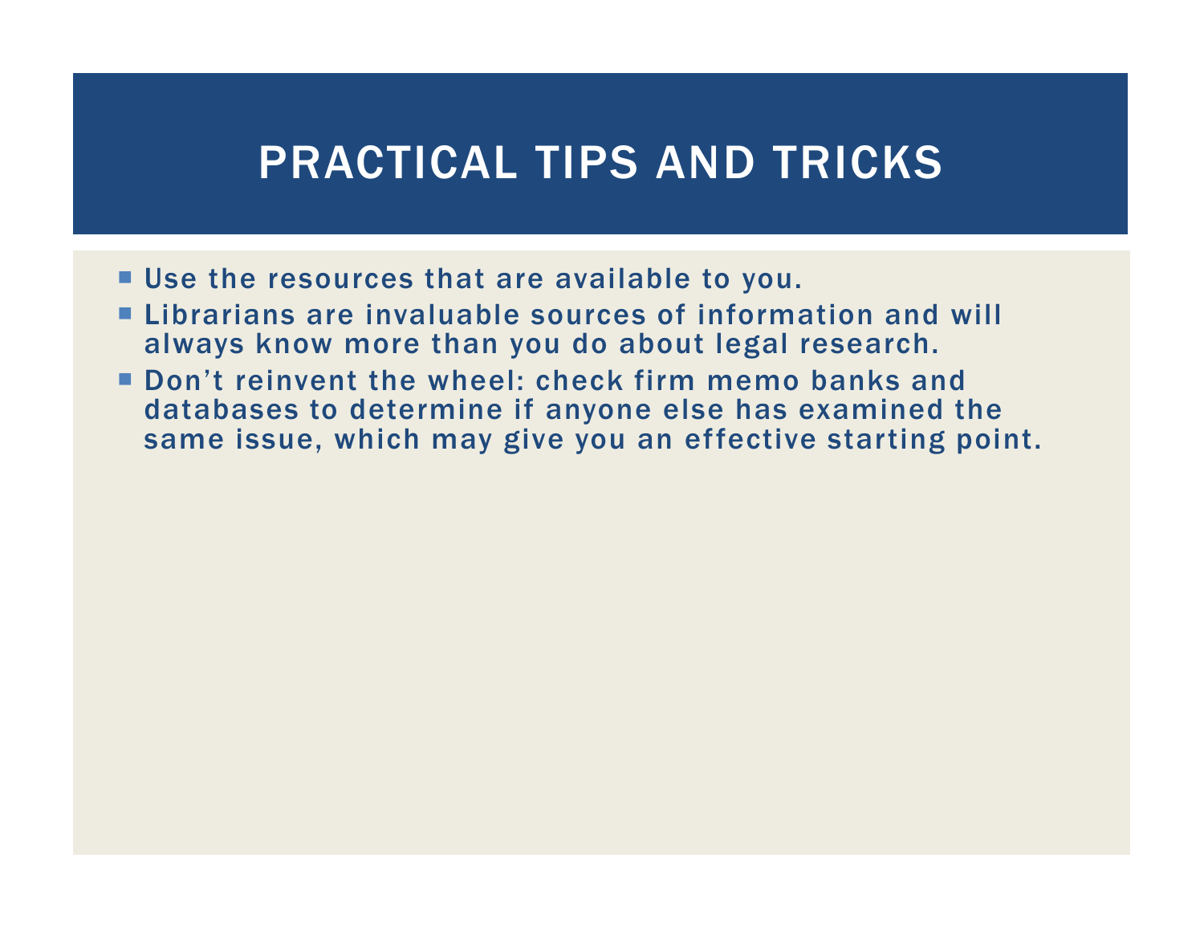# PRACTICAL TIPS AND TRICKS

- Use the resources that are available to you.
- Librarians are invaluable sources of information and will always know more than you do about legal research.
- Don’t reinvent the wheel: check firm memo banks and databases to determine if anyone else has examined the same issue, which may give you an effective starting point.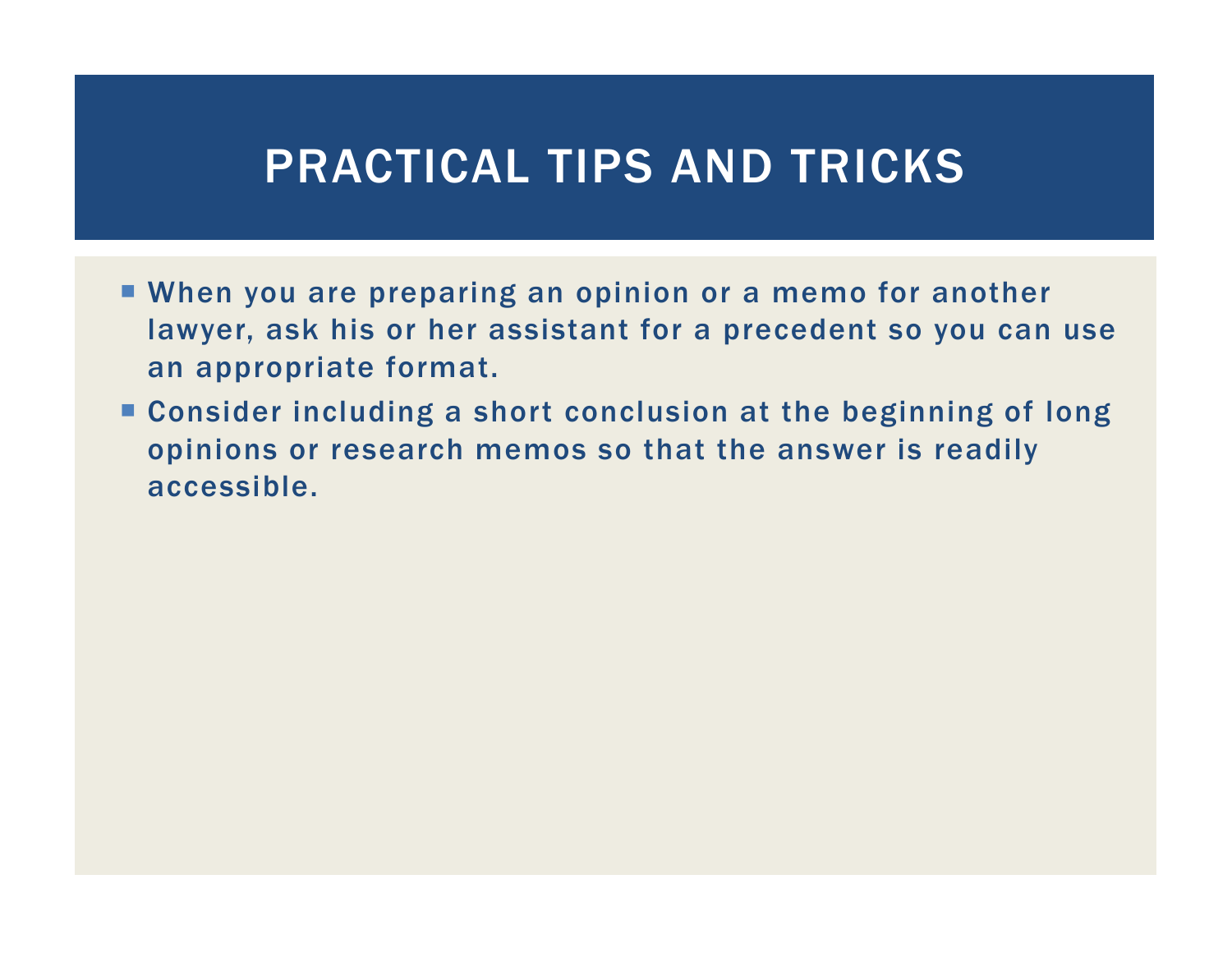# PRACTICAL TIPS AND TRICKS

- When you are preparing an opinion or a memo for another lawyer, ask his or her assistant for a precedent so you can use an appropriate format.
- Consider including a short conclusion at the beginning of long opinions or research memos so that the answer is readily accessible.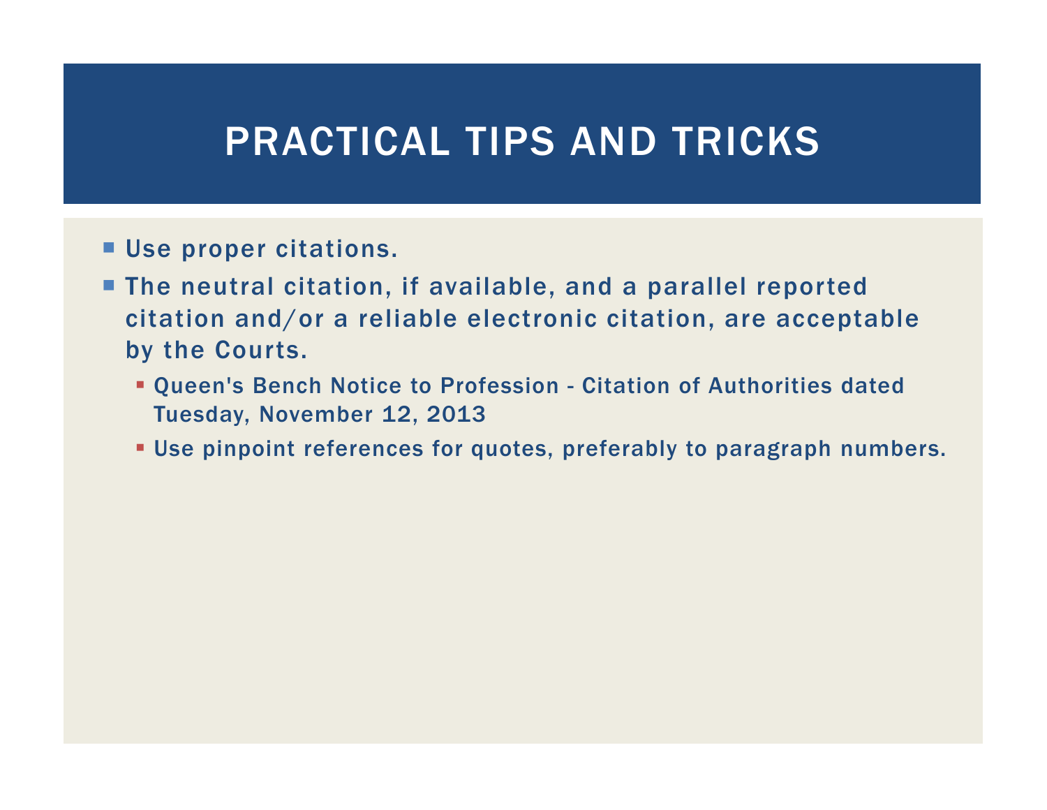# PRACTICAL TIPS AND TRICKS

- Use proper citations.
- The neutral citation, if available, and a parallel reported citation and/or a reliable electronic citation, are acceptable by the Courts.
  - Queen's Bench Notice to Profession - Citation of Authorities dated Tuesday, November 12, 2013
  - Use pinpoint references for quotes, preferably to paragraph numbers.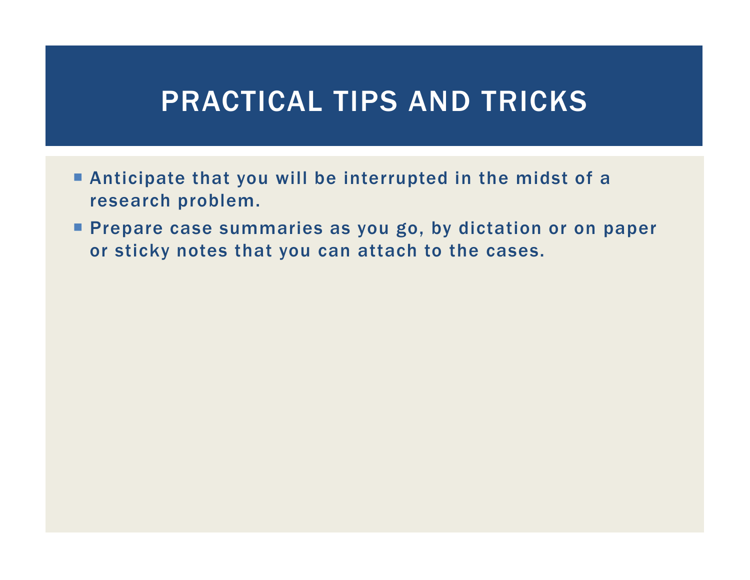# PRACTICAL TIPS AND TRICKS

- Anticipate that you will be interrupted in the midst of a research problem.
- Prepare case summaries as you go, by dictation or on paper or sticky notes that you can attach to the cases.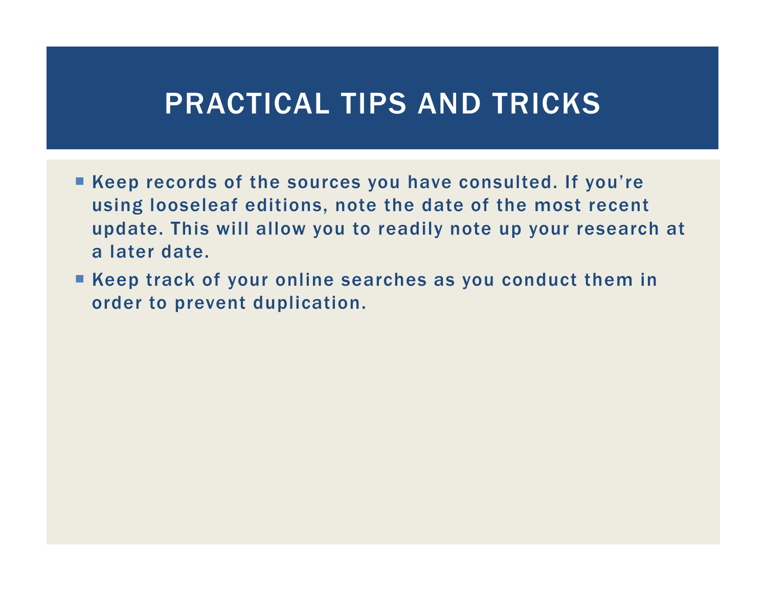# PRACTICAL TIPS AND TRICKS

- Keep records of the sources you have consulted. If you're using looseleaf editions, note the date of the most recent update. This will allow you to readily note up your research at a later date.
- Keep track of your online searches as you conduct them in order to prevent duplication.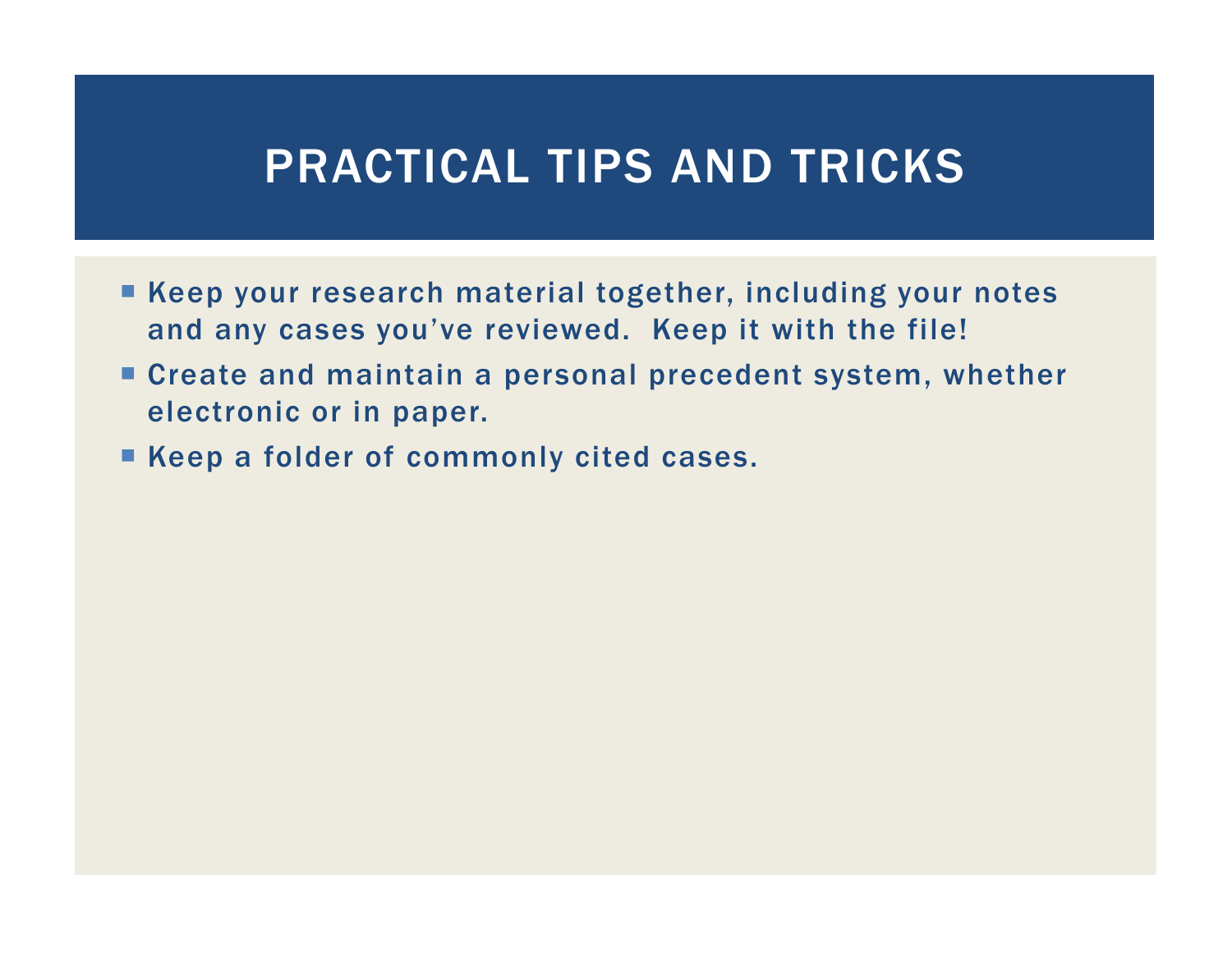# PRACTICAL TIPS AND TRICKS

- Keep your research material together, including your notes and any cases you've reviewed. Keep it with the file!
- Create and maintain a personal precedent system, whether electronic or in paper.
- Keep a folder of commonly cited cases.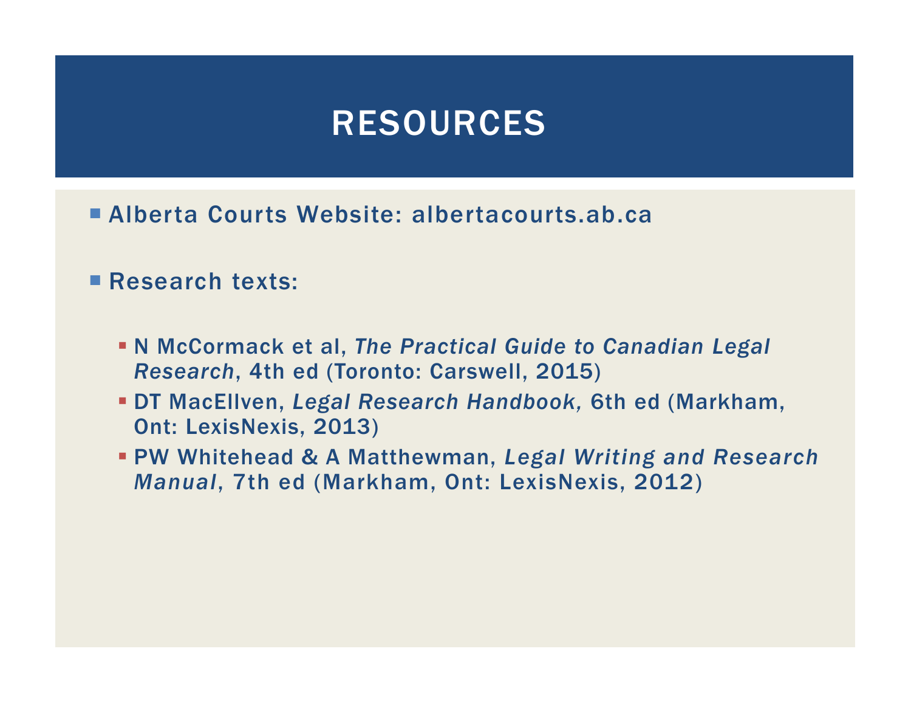# RESOURCES

- Alberta Courts Website: albertacourts.ab.ca

- Research texts:

  - N McCormack et al, *The Practical Guide to Canadian Legal Research*, 4th ed (Toronto: Carswell, 2015)
  - DT MacEllven, *Legal Research Handbook,* 6th ed (Markham, Ont: LexisNexis, 2013)
  - PW Whitehead & A Matthewman, *Legal Writing and Research Manual*, 7th ed (Markham, Ont: LexisNexis, 2012)